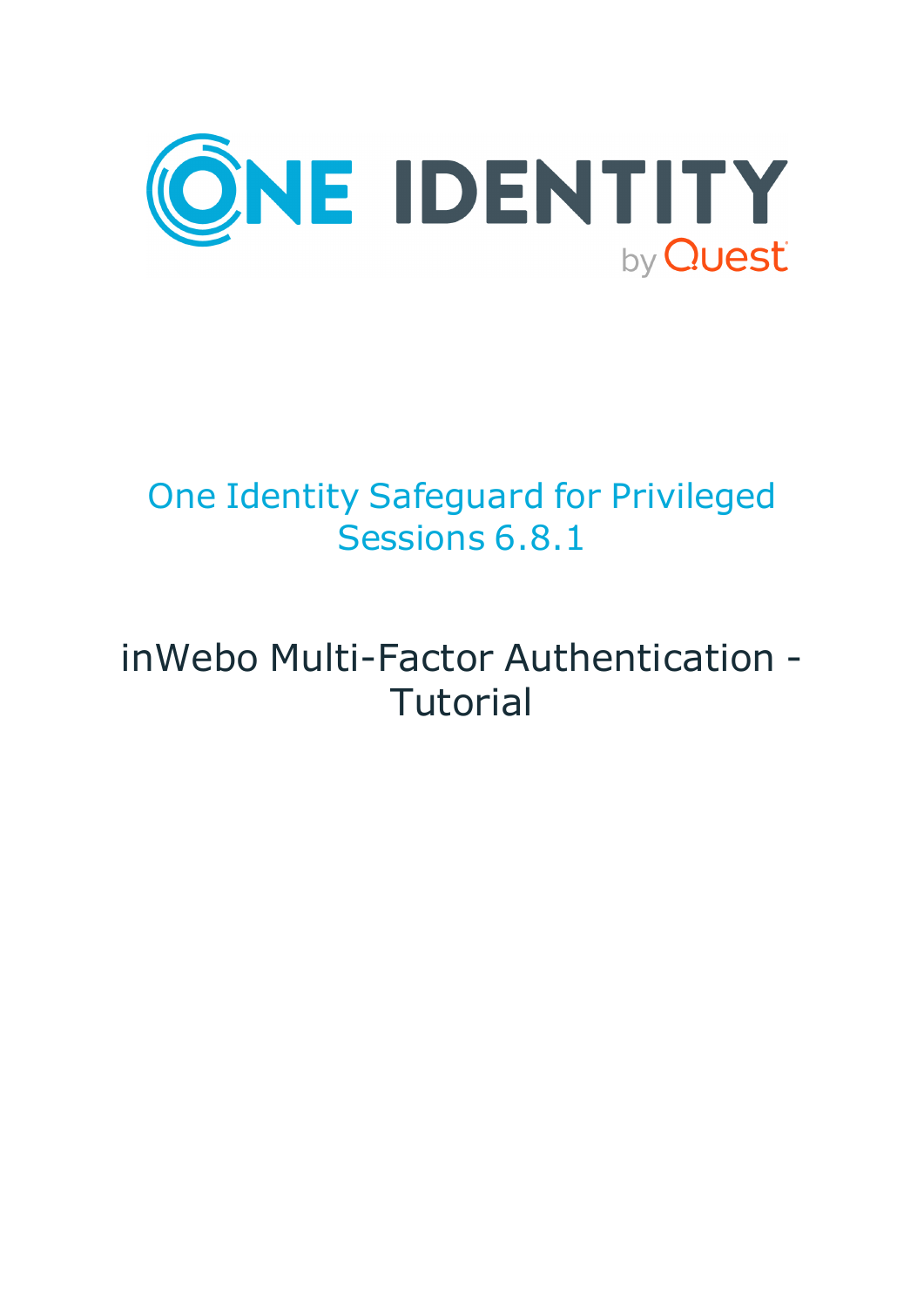# One Identity Safeguard for Privileged Sessions 6.8.1

## inWebo Multi-Factor Authentication - Tutorial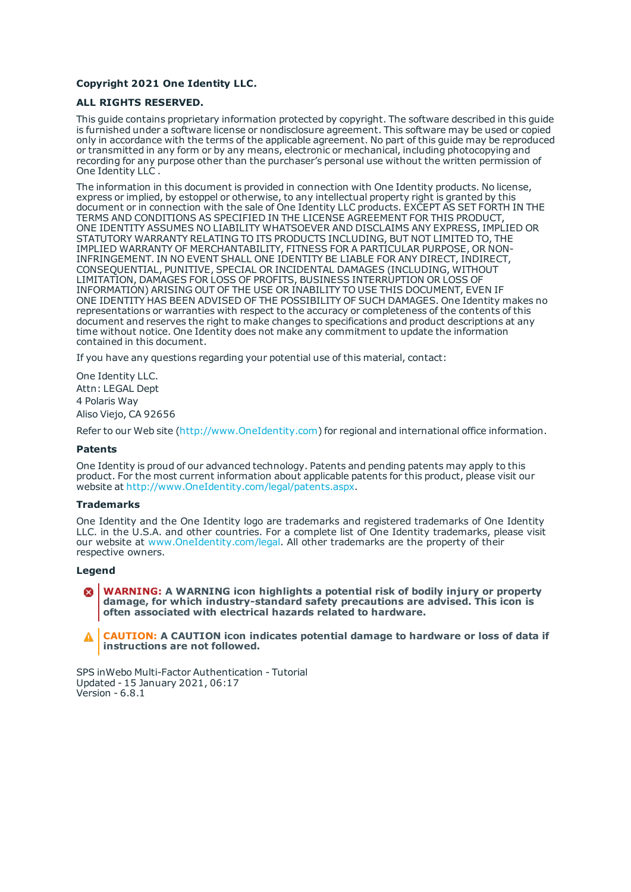**Copyright 2021 One Identity LLC.**

**ALL RIGHTS RESERVED.**

This guide contains proprietary information protected by copyright. The software described in this guide is furnished under a software license or nondisclosure agreement. This software may be used or copied only in accordance with the terms of the applicable agreement. No part of this guide may be reproduced or transmitted in any form or by any means, electronic or mechanical, including photocopying and recording for any purpose other than the purchaser's personal use without the written permission of One Identity LLC .

The information in this document is provided in connection with One Identity products. No license, express or implied, by estoppel or otherwise, to any intellectual property right is granted by this document or in connection with the sale of One Identity LLC products. EXCEPT AS SET FORTH IN THE TERMS AND CONDITIONS AS SPECIFIED IN THE LICENSE AGREEMENT FOR THIS PRODUCT, ONE IDENTITY ASSUMES NO LIABILITY WHATSOEVER AND DISCLAIMS ANY EXPRESS, IMPLIED OR STATUTORY WARRANTY RELATING TO ITS PRODUCTS INCLUDING, BUT NOT LIMITED TO, THE IMPLIED WARRANTY OF MERCHANTABILITY, FITNESS FOR A PARTICULAR PURPOSE, OR NON-INFRINGEMENT. IN NO EVENT SHALL ONE IDENTITY BE LIABLE FOR ANY DIRECT, INDIRECT, CONSEQUENTIAL, PUNITIVE, SPECIAL OR INCIDENTAL DAMAGES (INCLUDING, WITHOUT LIMITATION, DAMAGES FOR LOSS OF PROFITS, BUSINESS INTERRUPTION OR LOSS OF INFORMATION) ARISING OUT OF THE USE OR INABILITY TO USE THIS DOCUMENT, EVEN IF ONE IDENTITY HAS BEEN ADVISED OF THE POSSIBILITY OF SUCH DAMAGES. One Identity makes no representations or warranties with respect to the accuracy or completeness of the contents of this document and reserves the right to make changes to specifications and product descriptions at any time without notice. One Identity does not make any commitment to update the information contained in this document.

If you have any questions regarding your potential use of this material, contact:

One Identity LLC.
Attn: LEGAL Dept
4 Polaris Way
Aliso Viejo, CA 92656

Refer to our Web site (http://www.OneIdentity.com) for regional and international office information.

**Patents**

One Identity is proud of our advanced technology. Patents and pending patents may apply to this product. For the most current information about applicable patents for this product, please visit our website at http://www.OneIdentity.com/legal/patents.aspx.

**Trademarks**

One Identity and the One Identity logo are trademarks and registered trademarks of One Identity LLC. in the U.S.A. and other countries. For a complete list of One Identity trademarks, please visit our website at www.OneIdentity.com/legal. All other trademarks are the property of their respective owners.

**Legend**

**WARNING: A WARNING icon highlights a potential risk of bodily injury or property damage, for which industry-standard safety precautions are advised. This icon is often associated with electrical hazards related to hardware.**

**CAUTION: A CAUTION icon indicates potential damage to hardware or loss of data if instructions are not followed.**

SPS inWebo Multi-Factor Authentication - Tutorial
Updated - 15 January 2021, 06:17
Version - 6.8.1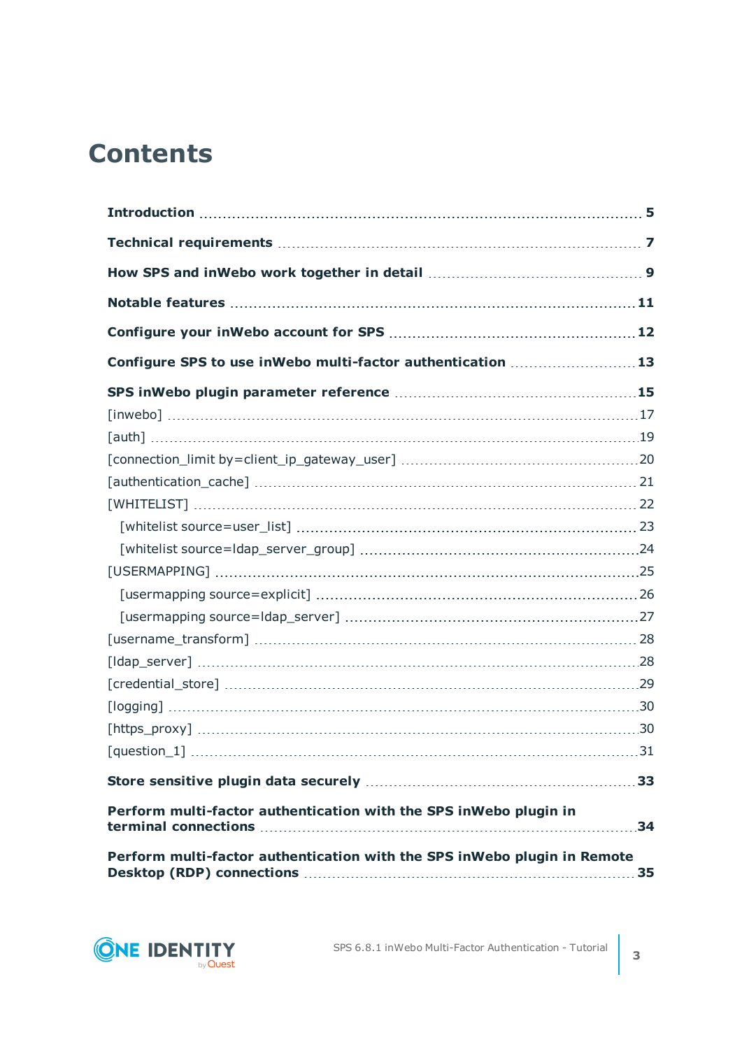# Contents

**Introduction** 5

**Technical requirements** 7

**How SPS and inWebo work together in detail** 9

**Notable features** 11

**Configure your inWebo account for SPS** 12

**Configure SPS to use inWebo multi-factor authentication** 13

**SPS inWebo plugin parameter reference** 15

- [inwebo] 17
- [auth] 19
- [connection_limit by=client_ip_gateway_user] 20
- [authentication_cache] 21
- [WHITELIST] 22
  - [whitelist source=user_list] 23
  - [whitelist source=ldap_server_group] 24
- [USERMAPPING] 25
  - [usermapping source=explicit] 26
  - [usermapping source=ldap_server] 27
- [username_transform] 28
- [ldap_server] 28
- [credential_store] 29
- [logging] 30
- [https_proxy] 30
- [question_1] 31

**Store sensitive plugin data securely** 33

**Perform multi-factor authentication with the SPS inWebo plugin in terminal connections** 34

**Perform multi-factor authentication with the SPS inWebo plugin in Remote Desktop (RDP) connections** 35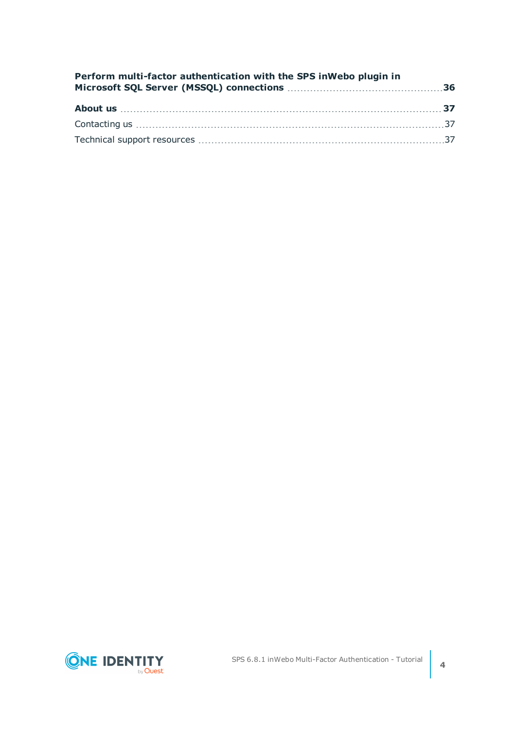**Perform multi-factor authentication with the SPS inWebo plugin in Microsoft SQL Server (MSSQL) connections** 36

**About us** 37

Contacting us 37

Technical support resources 37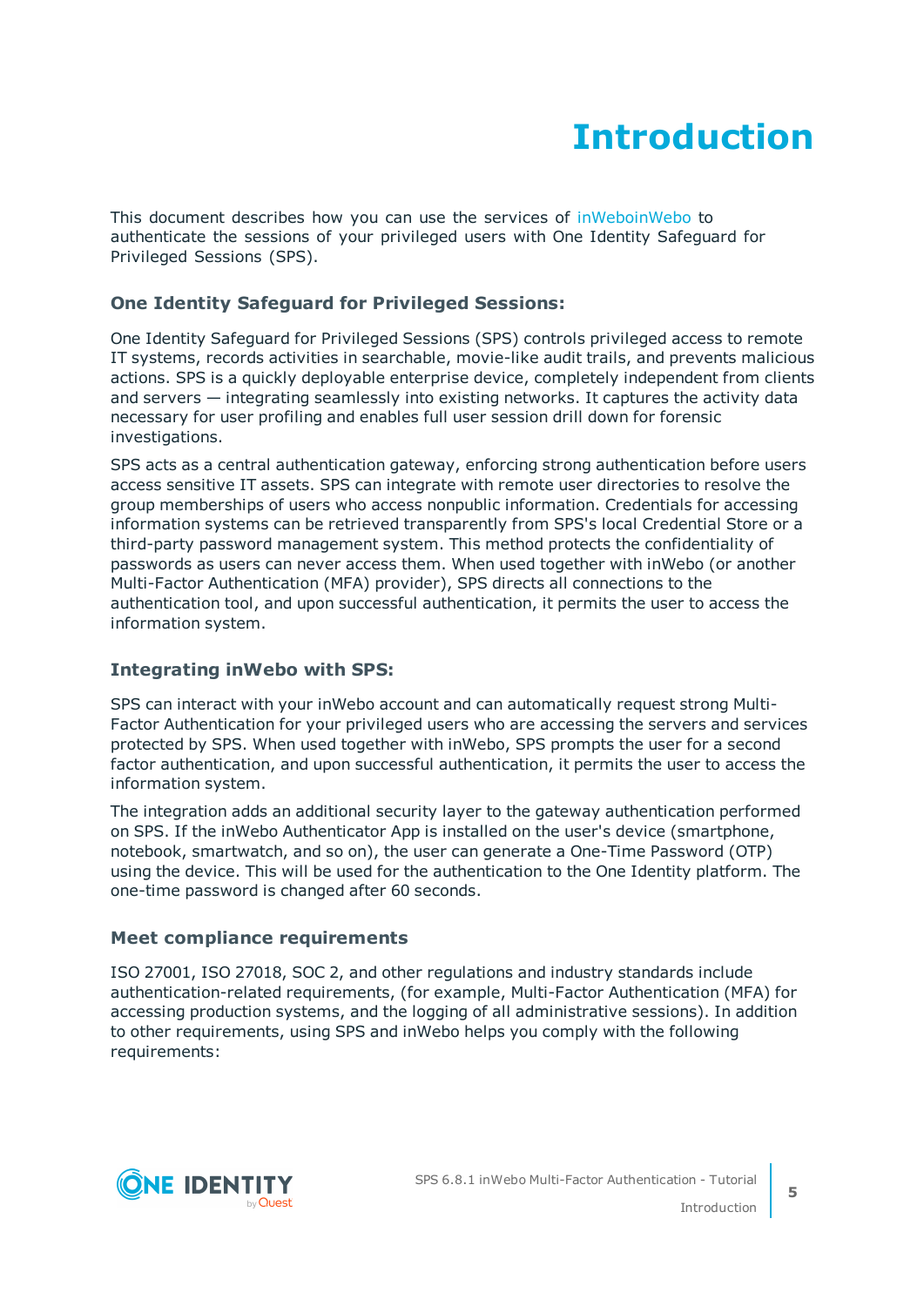# Introduction

This document describes how you can use the services of inWeboinWebo to authenticate the sessions of your privileged users with One Identity Safeguard for Privileged Sessions (SPS).

### One Identity Safeguard for Privileged Sessions:

One Identity Safeguard for Privileged Sessions (SPS) controls privileged access to remote IT systems, records activities in searchable, movie-like audit trails, and prevents malicious actions. SPS is a quickly deployable enterprise device, completely independent from clients and servers — integrating seamlessly into existing networks. It captures the activity data necessary for user profiling and enables full user session drill down for forensic investigations.

SPS acts as a central authentication gateway, enforcing strong authentication before users access sensitive IT assets. SPS can integrate with remote user directories to resolve the group memberships of users who access nonpublic information. Credentials for accessing information systems can be retrieved transparently from SPS's local Credential Store or a third-party password management system. This method protects the confidentiality of passwords as users can never access them. When used together with inWebo (or another Multi-Factor Authentication (MFA) provider), SPS directs all connections to the authentication tool, and upon successful authentication, it permits the user to access the information system.

### Integrating inWebo with SPS:

SPS can interact with your inWebo account and can automatically request strong Multi-Factor Authentication for your privileged users who are accessing the servers and services protected by SPS. When used together with inWebo, SPS prompts the user for a second factor authentication, and upon successful authentication, it permits the user to access the information system.

The integration adds an additional security layer to the gateway authentication performed on SPS. If the inWebo Authenticator App is installed on the user's device (smartphone, notebook, smartwatch, and so on), the user can generate a One-Time Password (OTP) using the device. This will be used for the authentication to the One Identity platform. The one-time password is changed after 60 seconds.

### Meet compliance requirements

ISO 27001, ISO 27018, SOC 2, and other regulations and industry standards include authentication-related requirements, (for example, Multi-Factor Authentication (MFA) for accessing production systems, and the logging of all administrative sessions). In addition to other requirements, using SPS and inWebo helps you comply with the following requirements: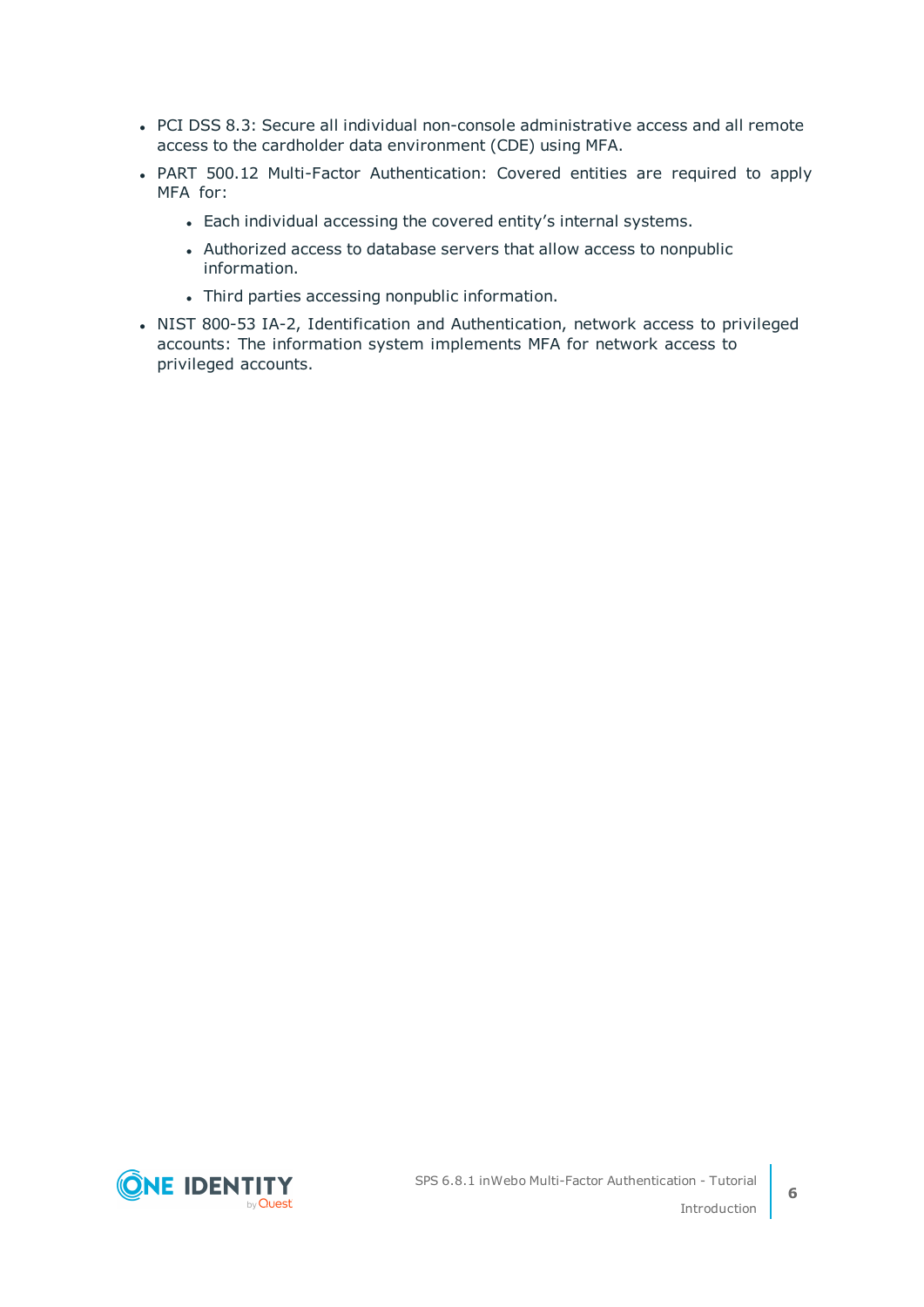- PCI DSS 8.3: Secure all individual non-console administrative access and all remote access to the cardholder data environment (CDE) using MFA.
- PART 500.12 Multi-Factor Authentication: Covered entities are required to apply MFA for:
  - Each individual accessing the covered entity’s internal systems.
  - Authorized access to database servers that allow access to nonpublic information.
  - Third parties accessing nonpublic information.
- NIST 800-53 IA-2, Identification and Authentication, network access to privileged accounts: The information system implements MFA for network access to privileged accounts.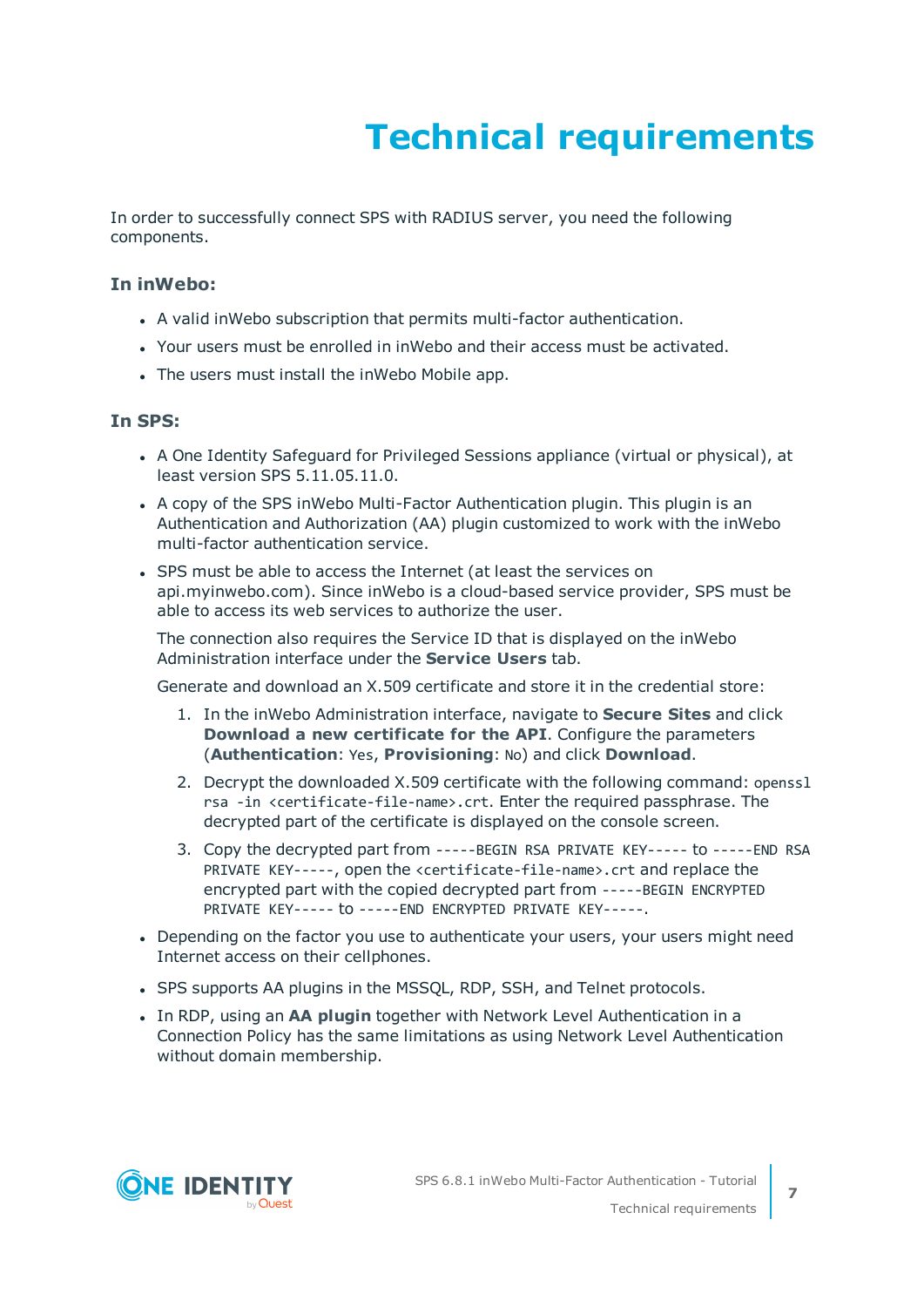# Technical requirements

In order to successfully connect SPS with RADIUS server, you need the following components.

### In inWebo:

- A valid inWebo subscription that permits multi-factor authentication.
- Your users must be enrolled in inWebo and their access must be activated.
- The users must install the inWebo Mobile app.

### In SPS:

- A One Identity Safeguard for Privileged Sessions appliance (virtual or physical), at least version SPS 5.11.05.11.0.
- A copy of the SPS inWebo Multi-Factor Authentication plugin. This plugin is an Authentication and Authorization (AA) plugin customized to work with the inWebo multi-factor authentication service.
- SPS must be able to access the Internet (at least the services on api.myinwebo.com). Since inWebo is a cloud-based service provider, SPS must be able to access its web services to authorize the user.

  The connection also requires the Service ID that is displayed on the inWebo Administration interface under the **Service Users** tab.

  Generate and download an X.509 certificate and store it in the credential store:

  1. In the inWebo Administration interface, navigate to **Secure Sites** and click **Download a new certificate for the API**. Configure the parameters (**Authentication**: `Yes`, **Provisioning**: `No`) and click **Download**.
  2. Decrypt the downloaded X.509 certificate with the following command: `openssl rsa -in <certificate-file-name>.crt`. Enter the required passphrase. The decrypted part of the certificate is displayed on the console screen.
  3. Copy the decrypted part from `-----BEGIN RSA PRIVATE KEY-----` to `-----END RSA PRIVATE KEY-----`, open the `<certificate-file-name>.crt` and replace the encrypted part with the copied decrypted part from `-----BEGIN ENCRYPTED PRIVATE KEY-----` to `-----END ENCRYPTED PRIVATE KEY-----`.
- Depending on the factor you use to authenticate your users, your users might need Internet access on their cellphones.
- SPS supports AA plugins in the MSSQL, RDP, SSH, and Telnet protocols.
- In RDP, using an **AA plugin** together with Network Level Authentication in a Connection Policy has the same limitations as using Network Level Authentication without domain membership.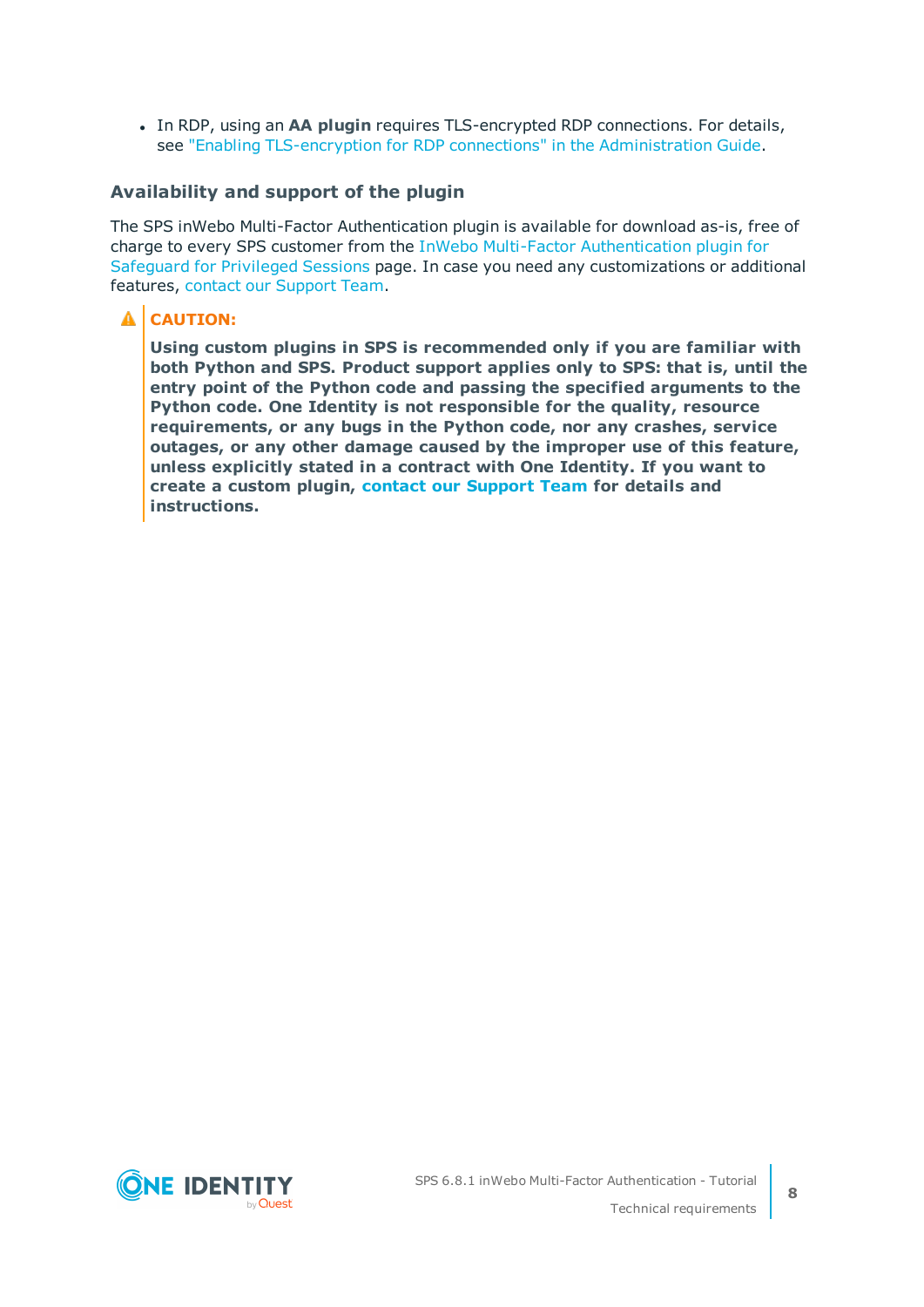- In RDP, using an **AA plugin** requires TLS-encrypted RDP connections. For details, see "Enabling TLS-encryption for RDP connections" in the Administration Guide.

### Availability and support of the plugin

The SPS inWebo Multi-Factor Authentication plugin is available for download as-is, free of charge to every SPS customer from the InWebo Multi-Factor Authentication plugin for Safeguard for Privileged Sessions page. In case you need any customizations or additional features, contact our Support Team.

> **CAUTION:**
>
> **Using custom plugins in SPS is recommended only if you are familiar with both Python and SPS. Product support applies only to SPS: that is, until the entry point of the Python code and passing the specified arguments to the Python code. One Identity is not responsible for the quality, resource requirements, or any bugs in the Python code, nor any crashes, service outages, or any other damage caused by the improper use of this feature, unless explicitly stated in a contract with One Identity. If you want to create a custom plugin, contact our Support Team for details and instructions.**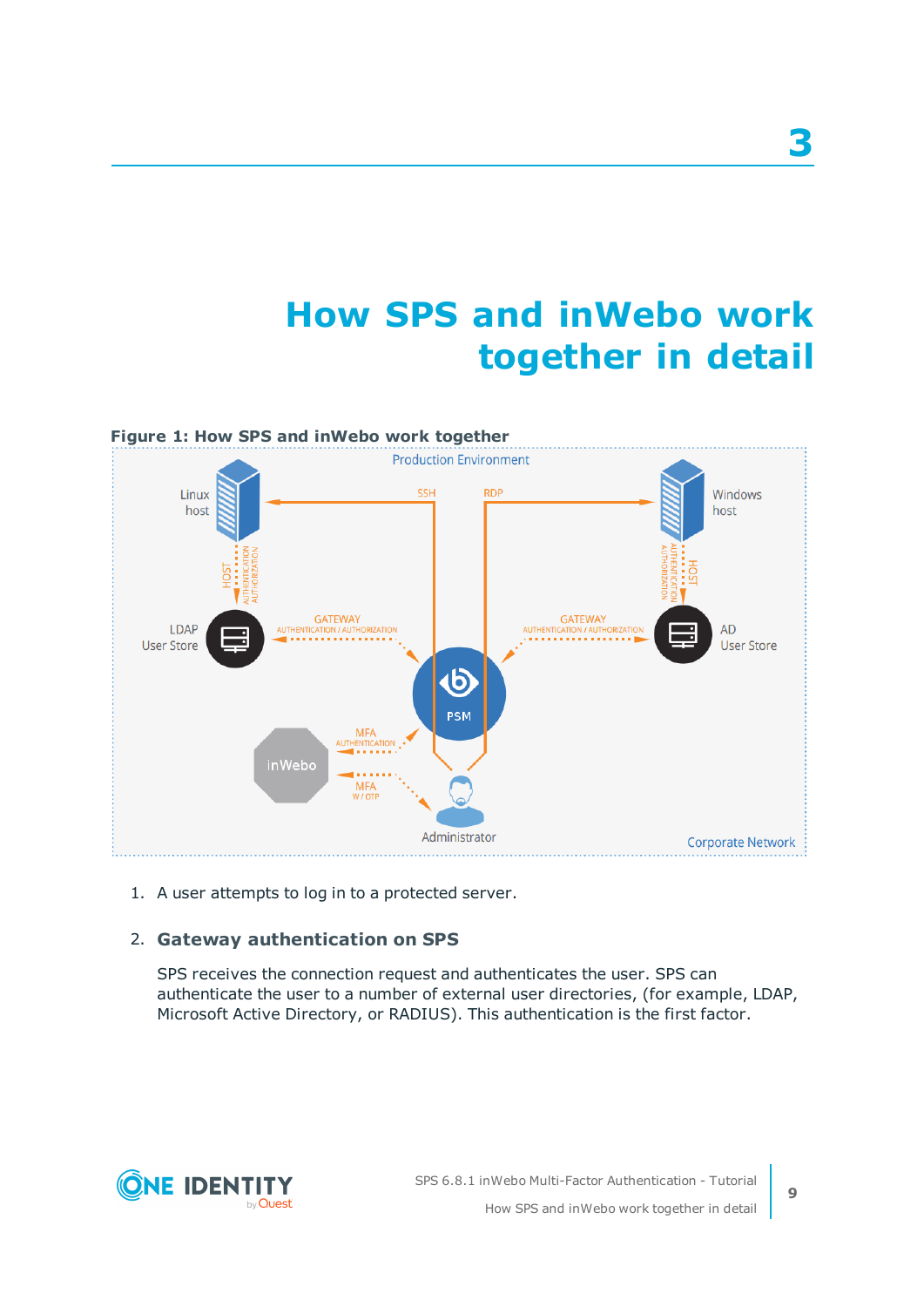# 3

# How SPS and inWebo work together in detail

**Figure 1: How SPS and inWebo work together**

1. A user attempts to log in to a protected server.

2. **Gateway authentication on SPS**

   SPS receives the connection request and authenticates the user. SPS can authenticate the user to a number of external user directories, (for example, LDAP, Microsoft Active Directory, or RADIUS). This authentication is the first factor.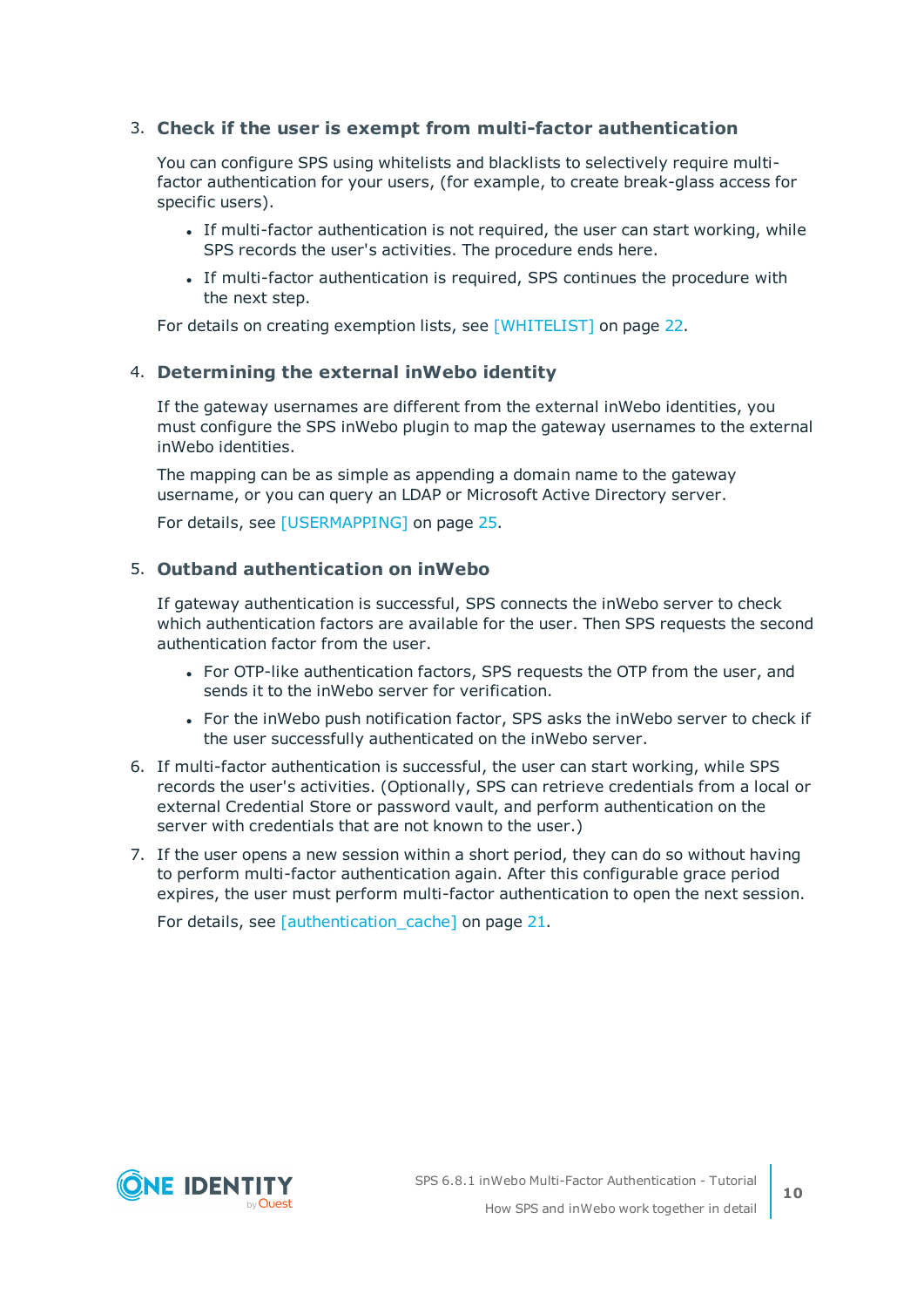3. **Check if the user is exempt from multi-factor authentication**

   You can configure SPS using whitelists and blacklists to selectively require multi-factor authentication for your users, (for example, to create break-glass access for specific users).

   - If multi-factor authentication is not required, the user can start working, while SPS records the user's activities. The procedure ends here.
   - If multi-factor authentication is required, SPS continues the procedure with the next step.

   For details on creating exemption lists, see [WHITELIST] on page 22.

4. **Determining the external inWebo identity**

   If the gateway usernames are different from the external inWebo identities, you must configure the SPS inWebo plugin to map the gateway usernames to the external inWebo identities.

   The mapping can be as simple as appending a domain name to the gateway username, or you can query an LDAP or Microsoft Active Directory server.

   For details, see [USERMAPPING] on page 25.

5. **Outband authentication on inWebo**

   If gateway authentication is successful, SPS connects the inWebo server to check which authentication factors are available for the user. Then SPS requests the second authentication factor from the user.

   - For OTP-like authentication factors, SPS requests the OTP from the user, and sends it to the inWebo server for verification.
   - For the inWebo push notification factor, SPS asks the inWebo server to check if the user successfully authenticated on the inWebo server.

6. If multi-factor authentication is successful, the user can start working, while SPS records the user's activities. (Optionally, SPS can retrieve credentials from a local or external Credential Store or password vault, and perform authentication on the server with credentials that are not known to the user.)

7. If the user opens a new session within a short period, they can do so without having to perform multi-factor authentication again. After this configurable grace period expires, the user must perform multi-factor authentication to open the next session.

   For details, see [authentication_cache] on page 21.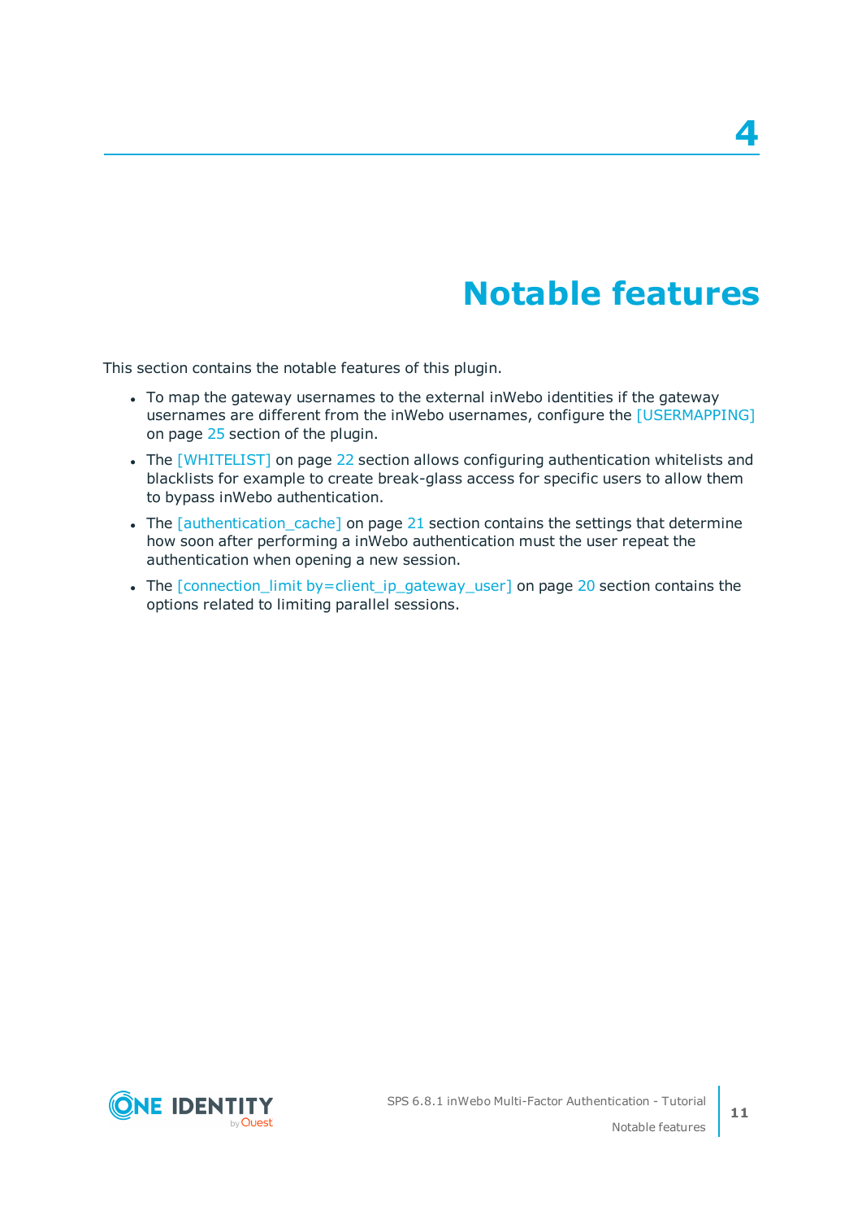# 4 Notable features

This section contains the notable features of this plugin.

- To map the gateway usernames to the external inWebo identities if the gateway usernames are different from the inWebo usernames, configure the [USERMAPPING] on page 25 section of the plugin.
- The [WHITELIST] on page 22 section allows configuring authentication whitelists and blacklists for example to create break-glass access for specific users to allow them to bypass inWebo authentication.
- The [authentication_cache] on page 21 section contains the settings that determine how soon after performing a inWebo authentication must the user repeat the authentication when opening a new session.
- The [connection_limit by=client_ip_gateway_user] on page 20 section contains the options related to limiting parallel sessions.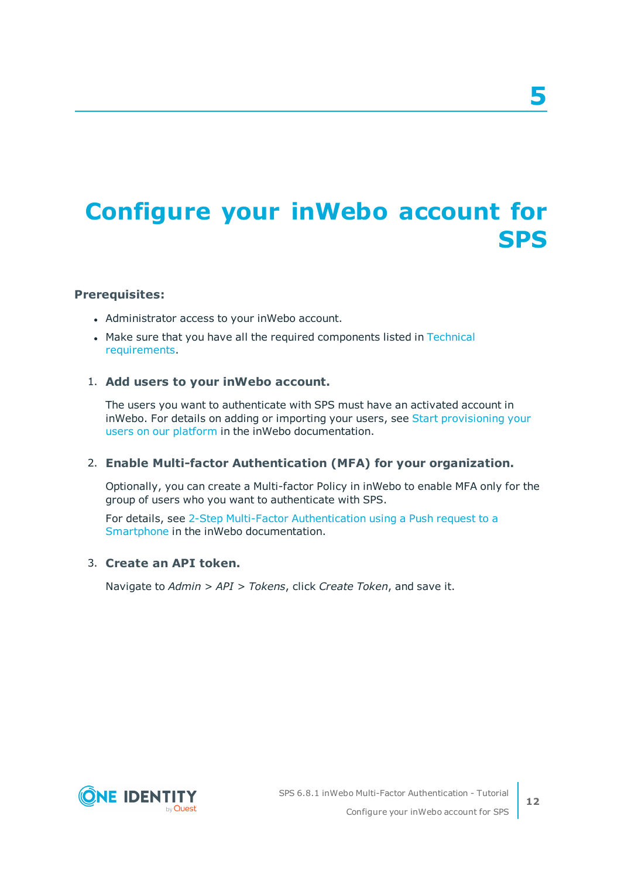# 5 Configure your inWebo account for SPS

**Prerequisites:**

- Administrator access to your inWebo account.
- Make sure that you have all the required components listed in Technical requirements.

1. **Add users to your inWebo account.**

   The users you want to authenticate with SPS must have an activated account in inWebo. For details on adding or importing your users, see Start provisioning your users on our platform in the inWebo documentation.

2. **Enable Multi-factor Authentication (MFA) for your organization.**

   Optionally, you can create a Multi-factor Policy in inWebo to enable MFA only for the group of users who you want to authenticate with SPS.

   For details, see 2-Step Multi-Factor Authentication using a Push request to a Smartphone in the inWebo documentation.

3. **Create an API token.**

   Navigate to *Admin* > *API* > *Tokens*, click *Create Token*, and save it.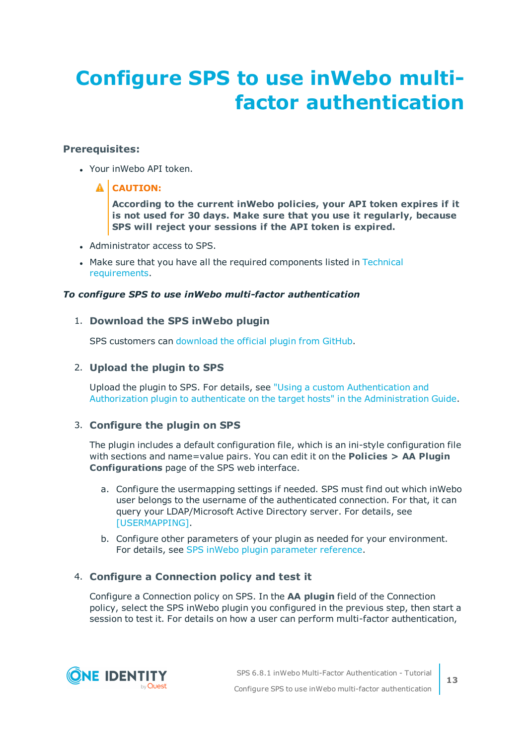# Configure SPS to use inWebo multi-factor authentication

**Prerequisites:**

- Your inWebo API token.

  > **CAUTION:**
  >
  > **According to the current inWebo policies, your API token expires if it is not used for 30 days. Make sure that you use it regularly, because SPS will reject your sessions if the API token is expired.**

- Administrator access to SPS.
- Make sure that you have all the required components listed in Technical requirements.

***To configure SPS to use inWebo multi-factor authentication***

1. **Download the SPS inWebo plugin**

   SPS customers can download the official plugin from GitHub.

2. **Upload the plugin to SPS**

   Upload the plugin to SPS. For details, see "Using a custom Authentication and Authorization plugin to authenticate on the target hosts" in the Administration Guide.

3. **Configure the plugin on SPS**

   The plugin includes a default configuration file, which is an ini-style configuration file with sections and name=value pairs. You can edit it on the **Policies > AA Plugin Configurations** page of the SPS web interface.

   a. Configure the usermapping settings if needed. SPS must find out which inWebo user belongs to the username of the authenticated connection. For that, it can query your LDAP/Microsoft Active Directory server. For details, see [USERMAPPING].

   b. Configure other parameters of your plugin as needed for your environment. For details, see SPS inWebo plugin parameter reference.

4. **Configure a Connection policy and test it**

   Configure a Connection policy on SPS. In the **AA plugin** field of the Connection policy, select the SPS inWebo plugin you configured in the previous step, then start a session to test it. For details on how a user can perform multi-factor authentication,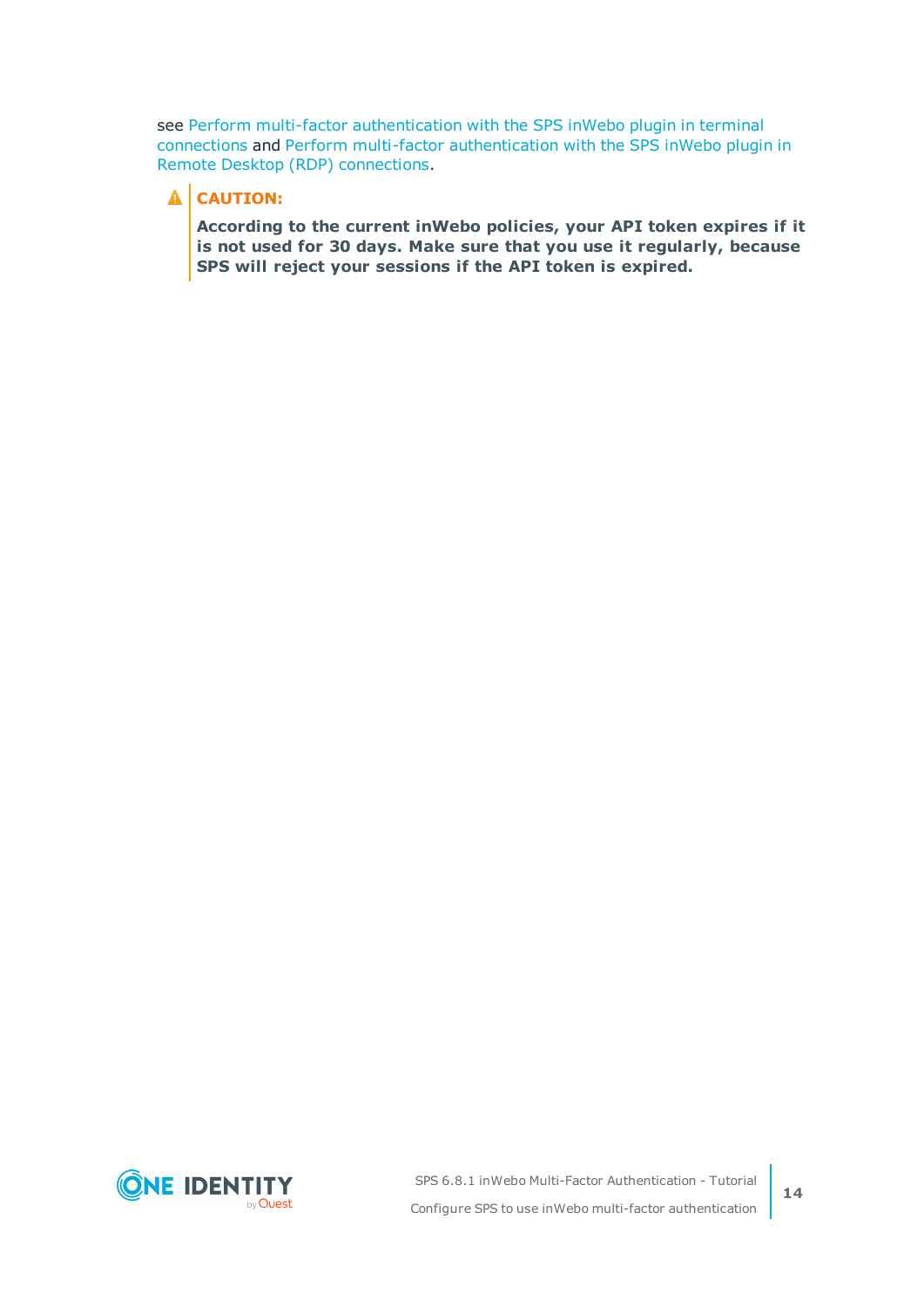see Perform multi-factor authentication with the SPS inWebo plugin in terminal connections and Perform multi-factor authentication with the SPS inWebo plugin in Remote Desktop (RDP) connections.

> **CAUTION:**
>
> **According to the current inWebo policies, your API token expires if it is not used for 30 days. Make sure that you use it regularly, because SPS will reject your sessions if the API token is expired.**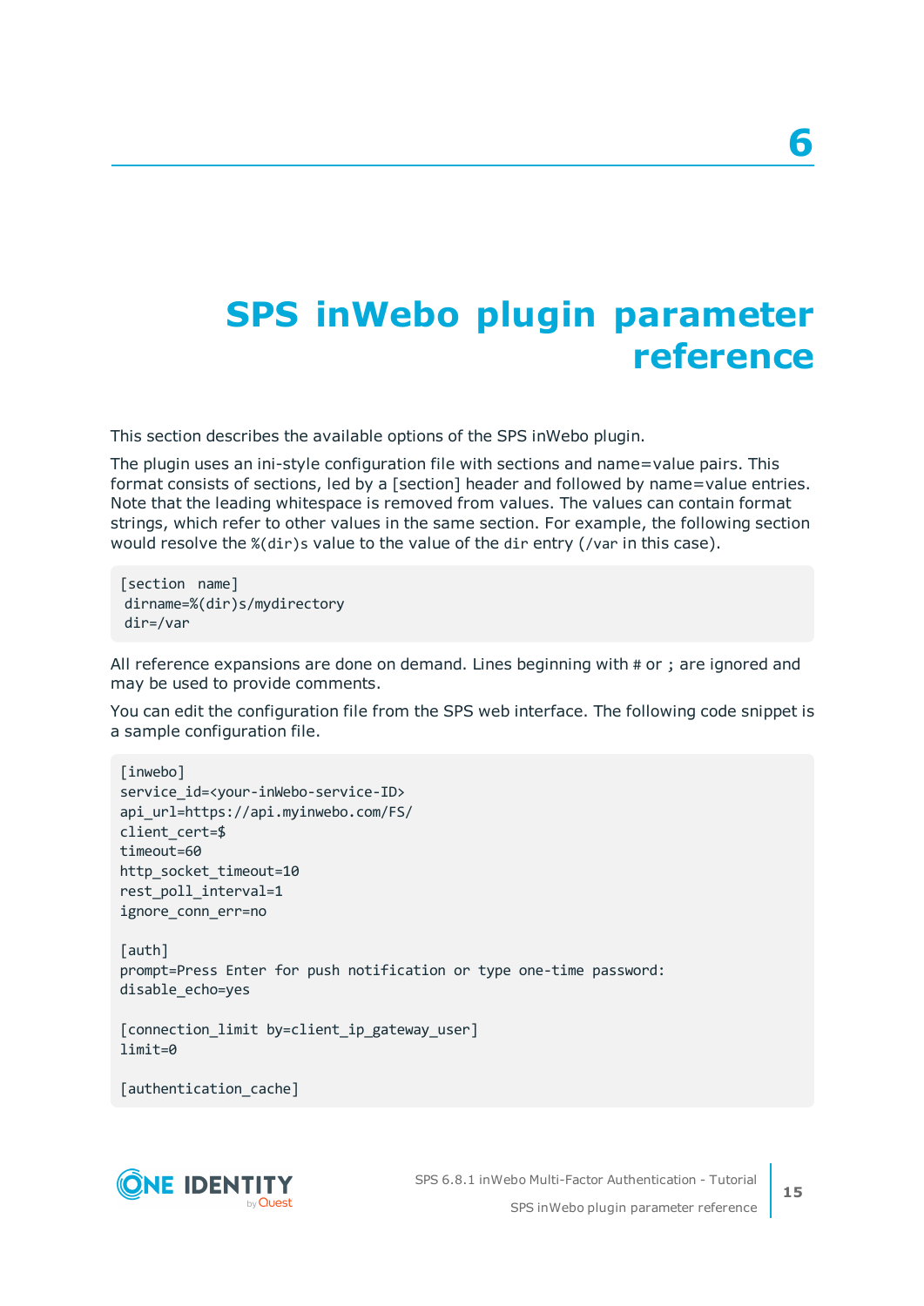# 6 SPS inWebo plugin parameter reference

This section describes the available options of the SPS inWebo plugin.

The plugin uses an ini-style configuration file with sections and name=value pairs. This format consists of sections, led by a [section] header and followed by name=value entries. Note that the leading whitespace is removed from values. The values can contain format strings, which refer to other values in the same section. For example, the following section would resolve the `%(dir)s` value to the value of the `dir` entry (`/var` in this case).

```
[section  name]
 dirname=%(dir)s/mydirectory
 dir=/var
```

All reference expansions are done on demand. Lines beginning with `#` or `;` are ignored and may be used to provide comments.

You can edit the configuration file from the SPS web interface. The following code snippet is a sample configuration file.

```
[inwebo]
service_id=<your-inWebo-service-ID>
api_url=https://api.myinwebo.com/FS/
client_cert=$
timeout=60
http_socket_timeout=10
rest_poll_interval=1
ignore_conn_err=no

[auth]
prompt=Press Enter for push notification or type one-time password:
disable_echo=yes

[connection_limit by=client_ip_gateway_user]
limit=0

[authentication_cache]
```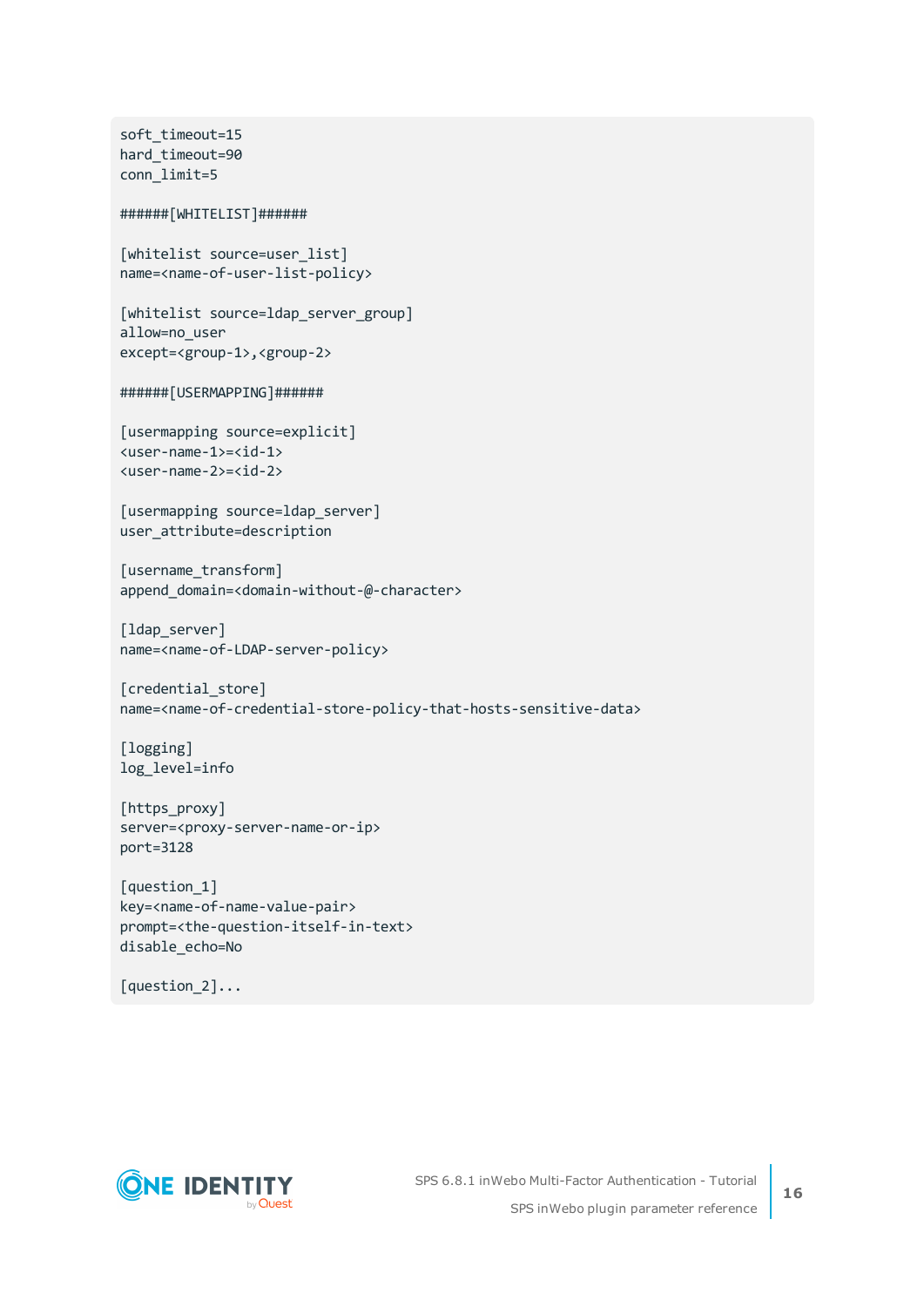```
soft_timeout=15
hard_timeout=90
conn_limit=5

######[WHITELIST]######

[whitelist source=user_list]
name=<name-of-user-list-policy>

[whitelist source=ldap_server_group]
allow=no_user
except=<group-1>,<group-2>

######[USERMAPPING]######

[usermapping source=explicit]
<user-name-1>=<id-1>
<user-name-2>=<id-2>

[usermapping source=ldap_server]
user_attribute=description

[username_transform]
append_domain=<domain-without-@-character>

[ldap_server]
name=<name-of-LDAP-server-policy>

[credential_store]
name=<name-of-credential-store-policy-that-hosts-sensitive-data>

[logging]
log_level=info

[https_proxy]
server=<proxy-server-name-or-ip>
port=3128

[question_1]
key=<name-of-name-value-pair>
prompt=<the-question-itself-in-text>
disable_echo=No

[question_2]...
```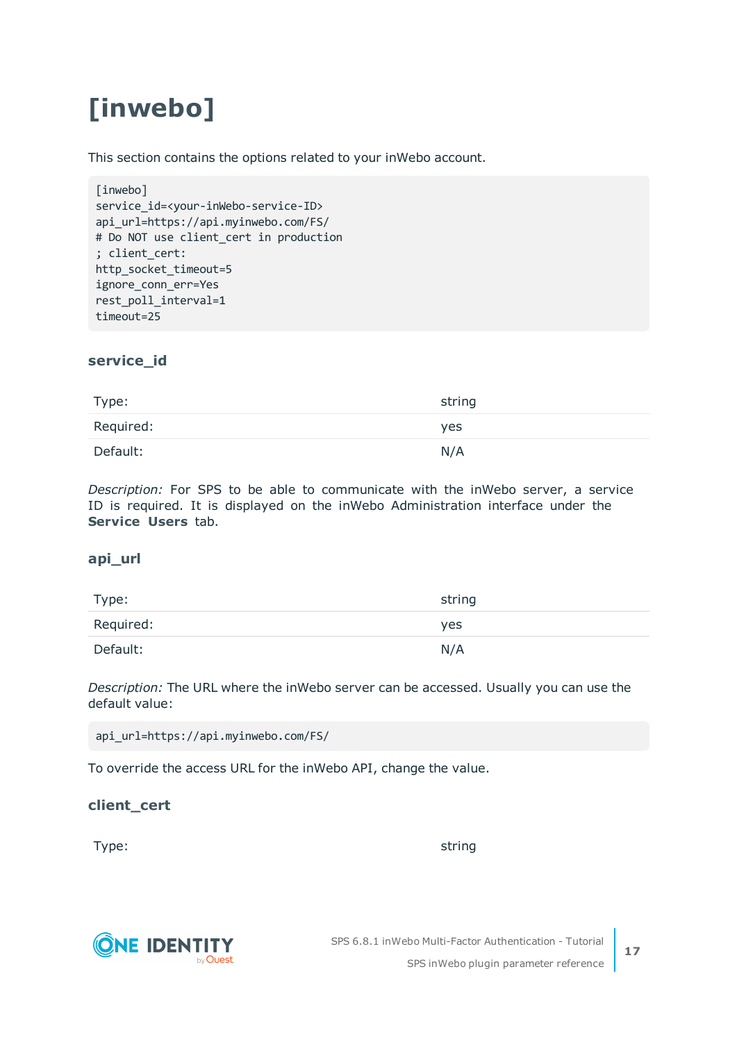# [inwebo]

This section contains the options related to your inWebo account.

```
[inwebo]
service_id=<your-inWebo-service-ID>
api_url=https://api.myinwebo.com/FS/
# Do NOT use client_cert in production
; client_cert:
http_socket_timeout=5
ignore_conn_err=Yes
rest_poll_interval=1
timeout=25
```

### service_id

| | |
|---|---|
| Type: | string |
| Required: | yes |
| Default: | N/A |

*Description:* For SPS to be able to communicate with the inWebo server, a service ID is required. It is displayed on the inWebo Administration interface under the **Service Users** tab.

### api_url

| | |
|---|---|
| Type: | string |
| Required: | yes |
| Default: | N/A |

*Description:* The URL where the inWebo server can be accessed. Usually you can use the default value:

```
api_url=https://api.myinwebo.com/FS/
```

To override the access URL for the inWebo API, change the value.

### client_cert

| | |
|---|---|
| Type: | string |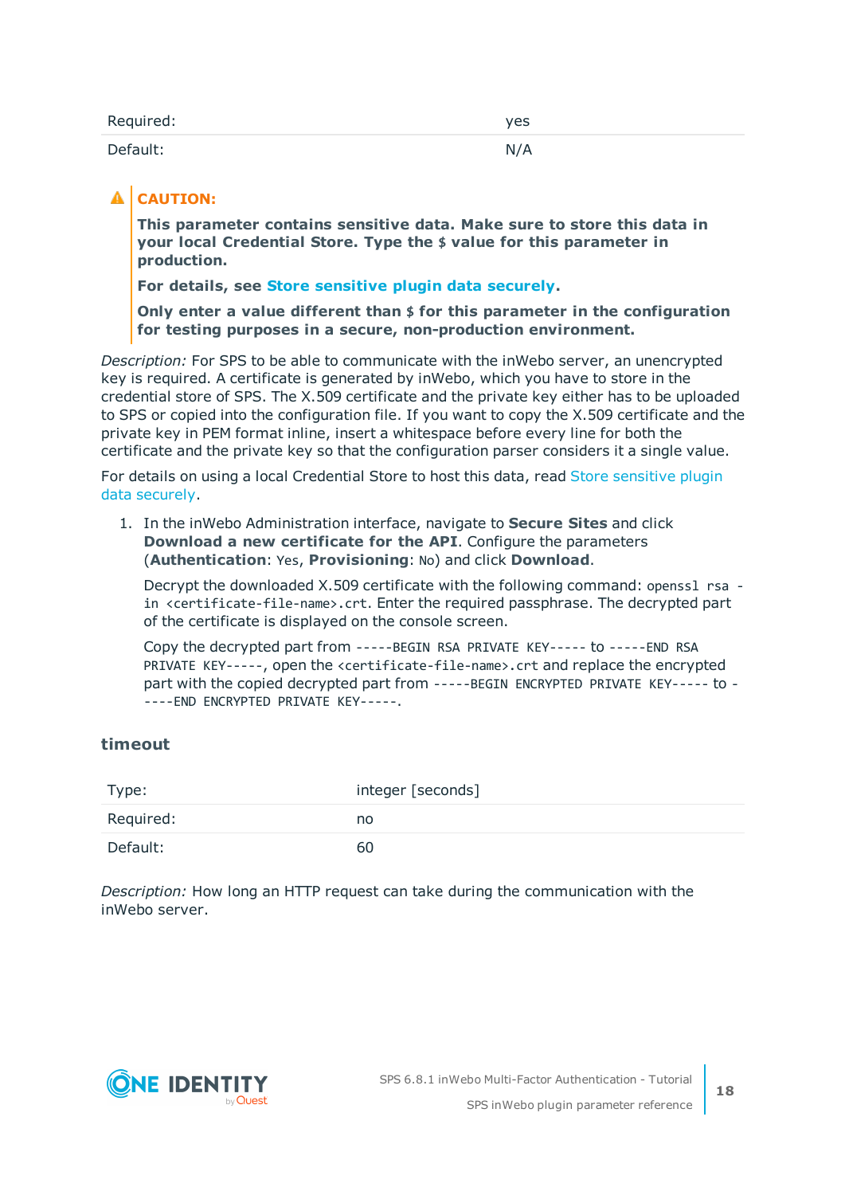| Required: | yes |
| --- | --- |
| Default: | N/A |

> **CAUTION:**
>
> **This parameter contains sensitive data. Make sure to store this data in your local Credential Store. Type the `$` value for this parameter in production.**
>
> **For details, see Store sensitive plugin data securely.**
>
> **Only enter a value different than `$` for this parameter in the configuration for testing purposes in a secure, non-production environment.**

*Description:* For SPS to be able to communicate with the inWebo server, an unencrypted key is required. A certificate is generated by inWebo, which you have to store in the credential store of SPS. The X.509 certificate and the private key either has to be uploaded to SPS or copied into the configuration file. If you want to copy the X.509 certificate and the private key in PEM format inline, insert a whitespace before every line for both the certificate and the private key so that the configuration parser considers it a single value.

For details on using a local Credential Store to host this data, read Store sensitive plugin data securely.

1. In the inWebo Administration interface, navigate to **Secure Sites** and click **Download a new certificate for the API**. Configure the parameters (**Authentication**: `Yes`, **Provisioning**: `No`) and click **Download**.

   Decrypt the downloaded X.509 certificate with the following command: `openssl rsa -in <certificate-file-name>.crt`. Enter the required passphrase. The decrypted part of the certificate is displayed on the console screen.

   Copy the decrypted part from `-----BEGIN RSA PRIVATE KEY-----` to `-----END RSA PRIVATE KEY-----`, open the `<certificate-file-name>.crt` and replace the encrypted part with the copied decrypted part from `-----BEGIN ENCRYPTED PRIVATE KEY-----` to `-----END ENCRYPTED PRIVATE KEY-----`.

### timeout

| Type: | integer [seconds] |
| --- | --- |
| Required: | no |
| Default: | 60 |

*Description:* How long an HTTP request can take during the communication with the inWebo server.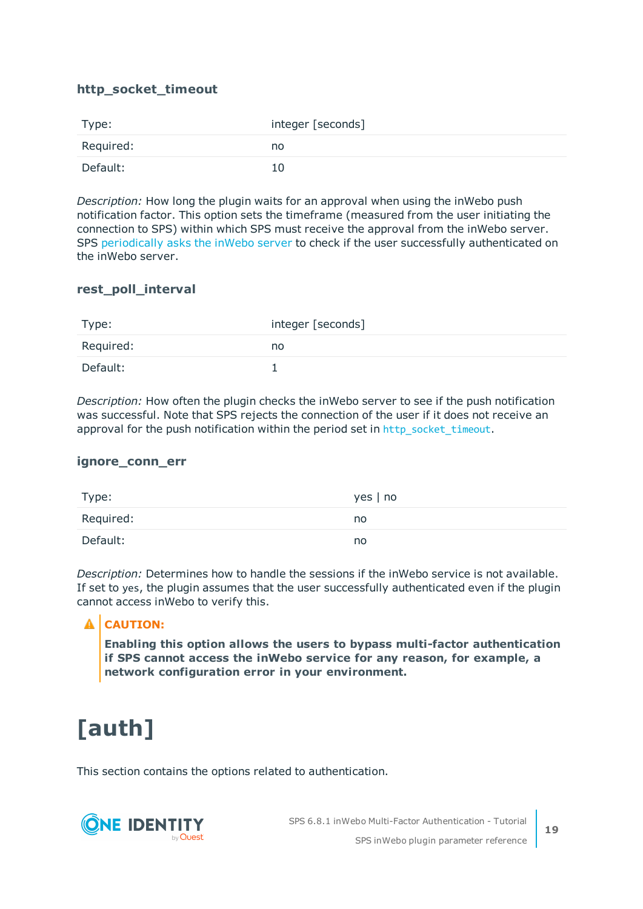### http_socket_timeout

| | |
|---|---|
| Type: | integer [seconds] |
| Required: | no |
| Default: | 10 |

*Description:* How long the plugin waits for an approval when using the inWebo push notification factor. This option sets the timeframe (measured from the user initiating the connection to SPS) within which SPS must receive the approval from the inWebo server. SPS periodically asks the inWebo server to check if the user successfully authenticated on the inWebo server.

### rest_poll_interval

| | |
|---|---|
| Type: | integer [seconds] |
| Required: | no |
| Default: | 1 |

*Description:* How often the plugin checks the inWebo server to see if the push notification was successful. Note that SPS rejects the connection of the user if it does not receive an approval for the push notification within the period set in `http_socket_timeout`.

### ignore_conn_err

| | |
|---|---|
| Type: | yes \| no |
| Required: | no |
| Default: | no |

*Description:* Determines how to handle the sessions if the inWebo service is not available. If set to `yes`, the plugin assumes that the user successfully authenticated even if the plugin cannot access inWebo to verify this.

> **CAUTION:**
>
> **Enabling this option allows the users to bypass multi-factor authentication if SPS cannot access the inWebo service for any reason, for example, a network configuration error in your environment.**

# [auth]

This section contains the options related to authentication.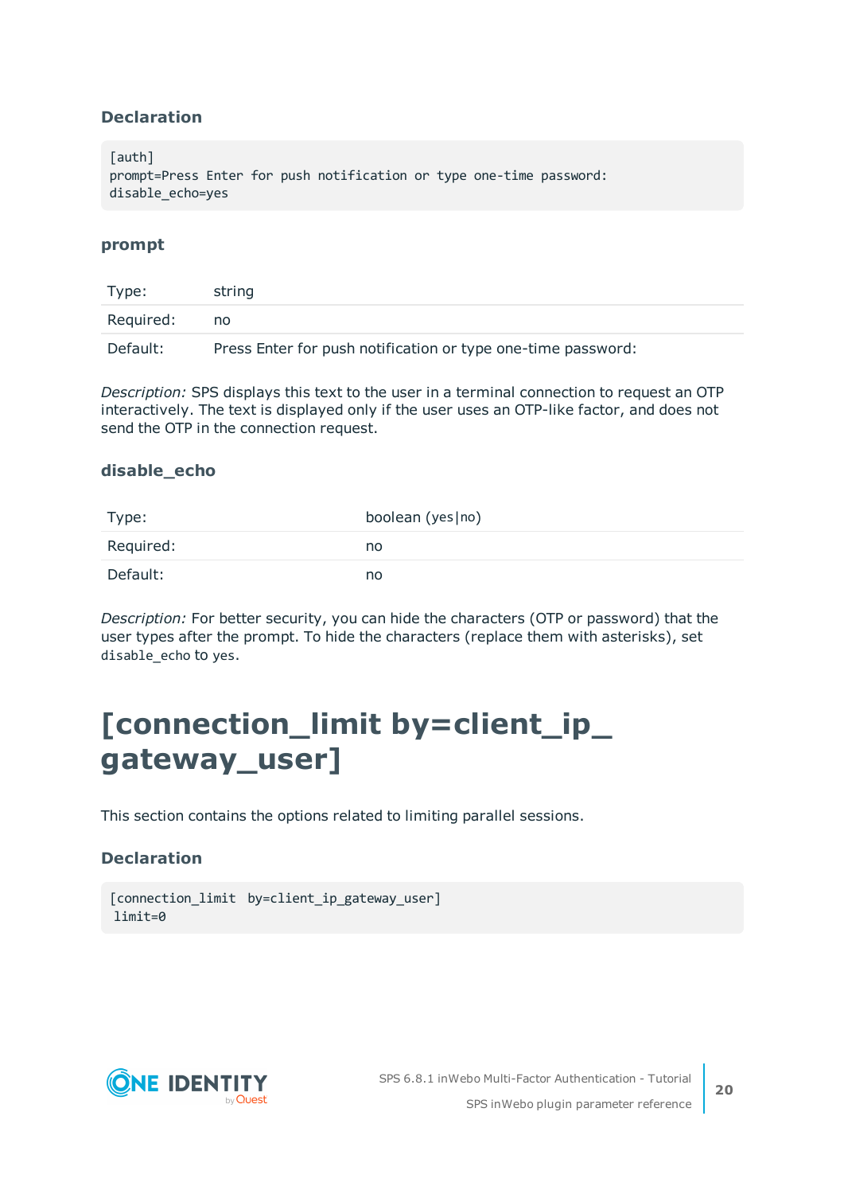### Declaration

```
[auth]
prompt=Press Enter for push notification or type one-time password:
disable_echo=yes
```

### prompt

| Type: | string |
|---|---|
| Required: | no |
| Default: | Press Enter for push notification or type one-time password: |

*Description:* SPS displays this text to the user in a terminal connection to request an OTP interactively. The text is displayed only if the user uses an OTP-like factor, and does not send the OTP in the connection request.

### disable_echo

| Type: | boolean (`yes|no`) |
|---|---|
| Required: | no |
| Default: | no |

*Description:* For better security, you can hide the characters (OTP or password) that the user types after the prompt. To hide the characters (replace them with asterisks), set `disable_echo` to `yes`.

# [connection_limit by=client_ip_gateway_user]

This section contains the options related to limiting parallel sessions.

### Declaration

```
[connection_limit  by=client_ip_gateway_user]
 limit=0
```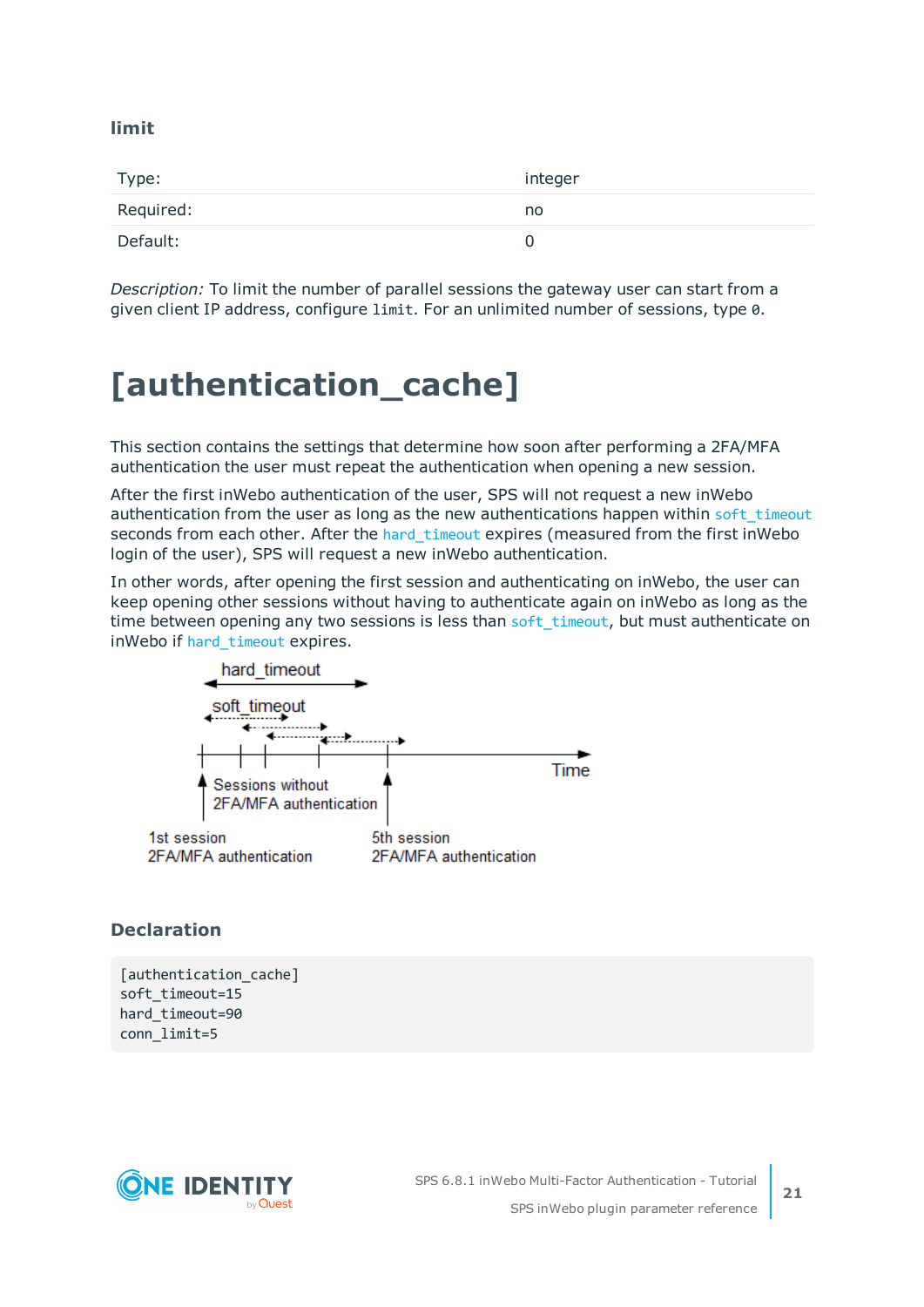### limit

| Type: | integer |
|---|---|
| Required: | no |
| Default: | 0 |

*Description:* To limit the number of parallel sessions the gateway user can start from a given client IP address, configure `limit`. For an unlimited number of sessions, type `0`.

# [authentication_cache]

This section contains the settings that determine how soon after performing a 2FA/MFA authentication the user must repeat the authentication when opening a new session.

After the first inWebo authentication of the user, SPS will not request a new inWebo authentication from the user as long as the new authentications happen within `soft_timeout` seconds from each other. After the `hard_timeout` expires (measured from the first inWebo login of the user), SPS will request a new inWebo authentication.

In other words, after opening the first session and authenticating on inWebo, the user can keep opening other sessions without having to authenticate again on inWebo as long as the time between opening any two sessions is less than `soft_timeout`, but must authenticate on inWebo if `hard_timeout` expires.

### Declaration

```
[authentication_cache]
soft_timeout=15
hard_timeout=90
conn_limit=5
```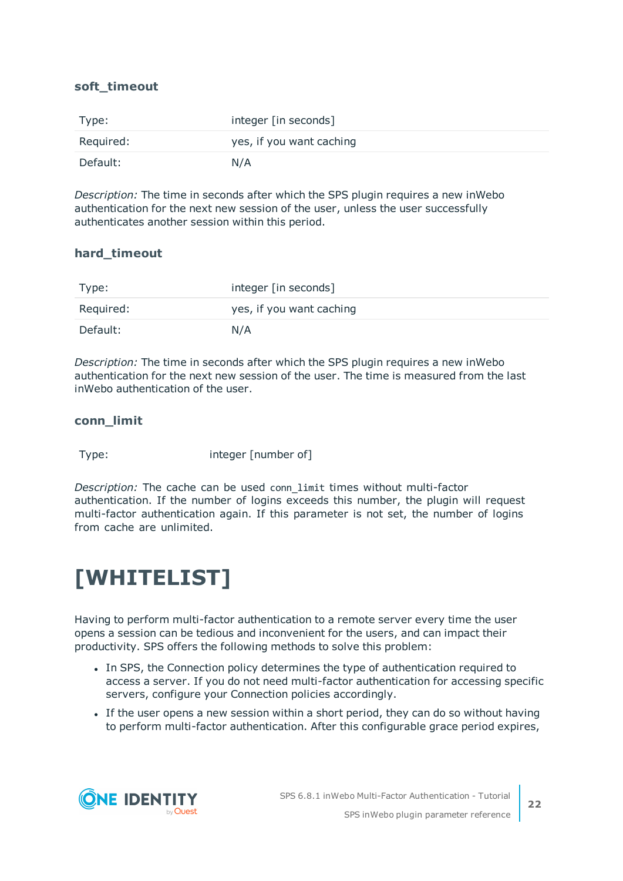### soft_timeout

| Type: | integer [in seconds] |
| --- | --- |
| Required: | yes, if you want caching |
| Default: | N/A |

*Description:* The time in seconds after which the SPS plugin requires a new inWebo authentication for the next new session of the user, unless the user successfully authenticates another session within this period.

### hard_timeout

| Type: | integer [in seconds] |
| --- | --- |
| Required: | yes, if you want caching |
| Default: | N/A |

*Description:* The time in seconds after which the SPS plugin requires a new inWebo authentication for the next new session of the user. The time is measured from the last inWebo authentication of the user.

### conn_limit

| Type: | integer [number of] |
| --- | --- |

*Description:* The cache can be used `conn_limit` times without multi-factor authentication. If the number of logins exceeds this number, the plugin will request multi-factor authentication again. If this parameter is not set, the number of logins from cache are unlimited.

# [WHITELIST]

Having to perform multi-factor authentication to a remote server every time the user opens a session can be tedious and inconvenient for the users, and can impact their productivity. SPS offers the following methods to solve this problem:

- In SPS, the Connection policy determines the type of authentication required to access a server. If you do not need multi-factor authentication for accessing specific servers, configure your Connection policies accordingly.
- If the user opens a new session within a short period, they can do so without having to perform multi-factor authentication. After this configurable grace period expires,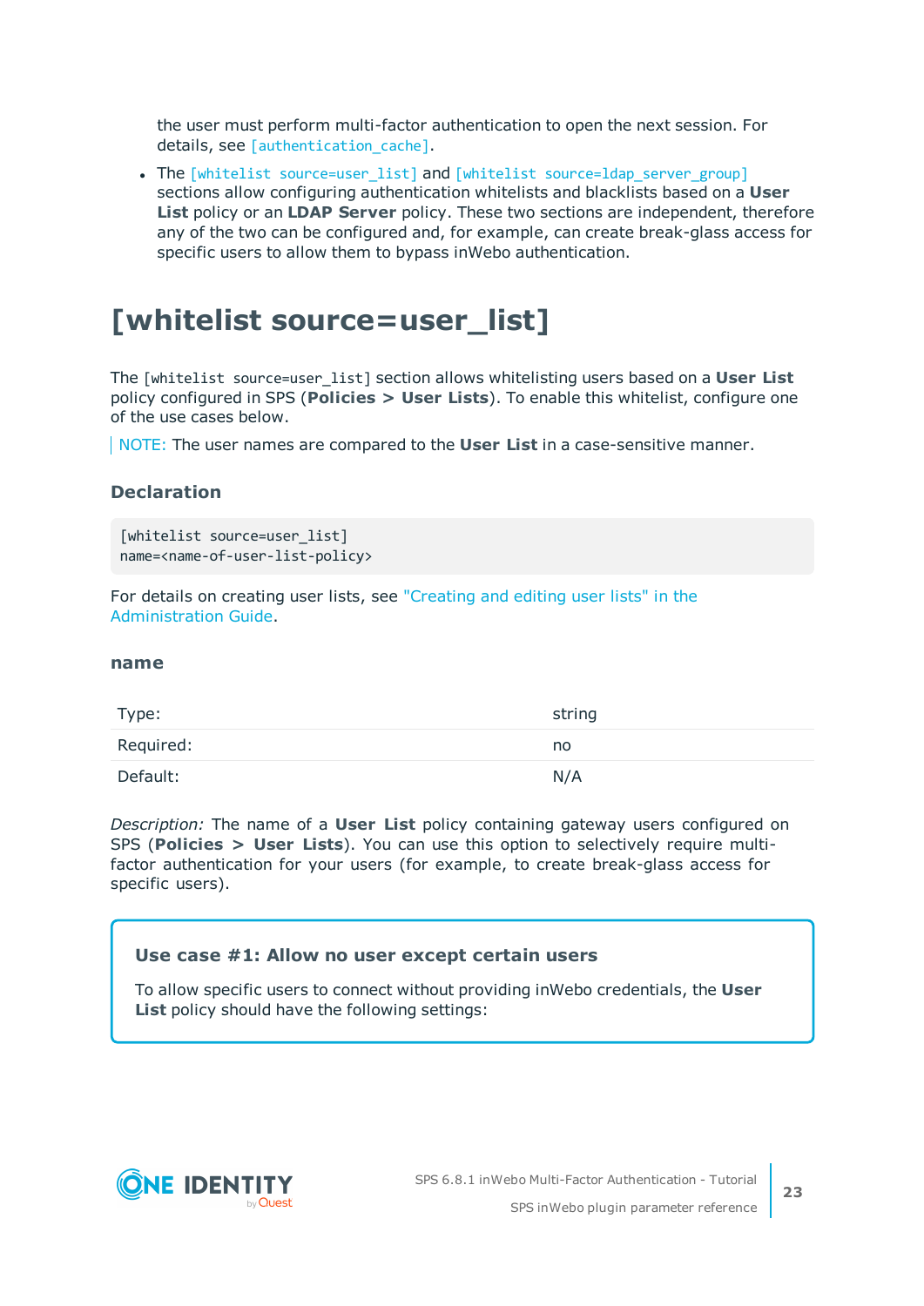the user must perform multi-factor authentication to open the next session. For details, see [authentication_cache].

- The [whitelist source=user_list] and [whitelist source=ldap_server_group] sections allow configuring authentication whitelists and blacklists based on a **User List** policy or an **LDAP Server** policy. These two sections are independent, therefore any of the two can be configured and, for example, can create break-glass access for specific users to allow them to bypass inWebo authentication.

# [whitelist source=user_list]

The [whitelist source=user_list] section allows whitelisting users based on a **User List** policy configured in SPS (**Policies > User Lists**). To enable this whitelist, configure one of the use cases below.

NOTE: The user names are compared to the **User List** in a case-sensitive manner.

### Declaration

```
[whitelist source=user_list]
name=<name-of-user-list-policy>
```

For details on creating user lists, see "Creating and editing user lists" in the Administration Guide.

#### name

| | |
|---|---|
| Type: | string |
| Required: | no |
| Default: | N/A |

*Description:* The name of a **User List** policy containing gateway users configured on SPS (**Policies > User Lists**). You can use this option to selectively require multi-factor authentication for your users (for example, to create break-glass access for specific users).

**Use case #1: Allow no user except certain users**

To allow specific users to connect without providing inWebo credentials, the **User List** policy should have the following settings: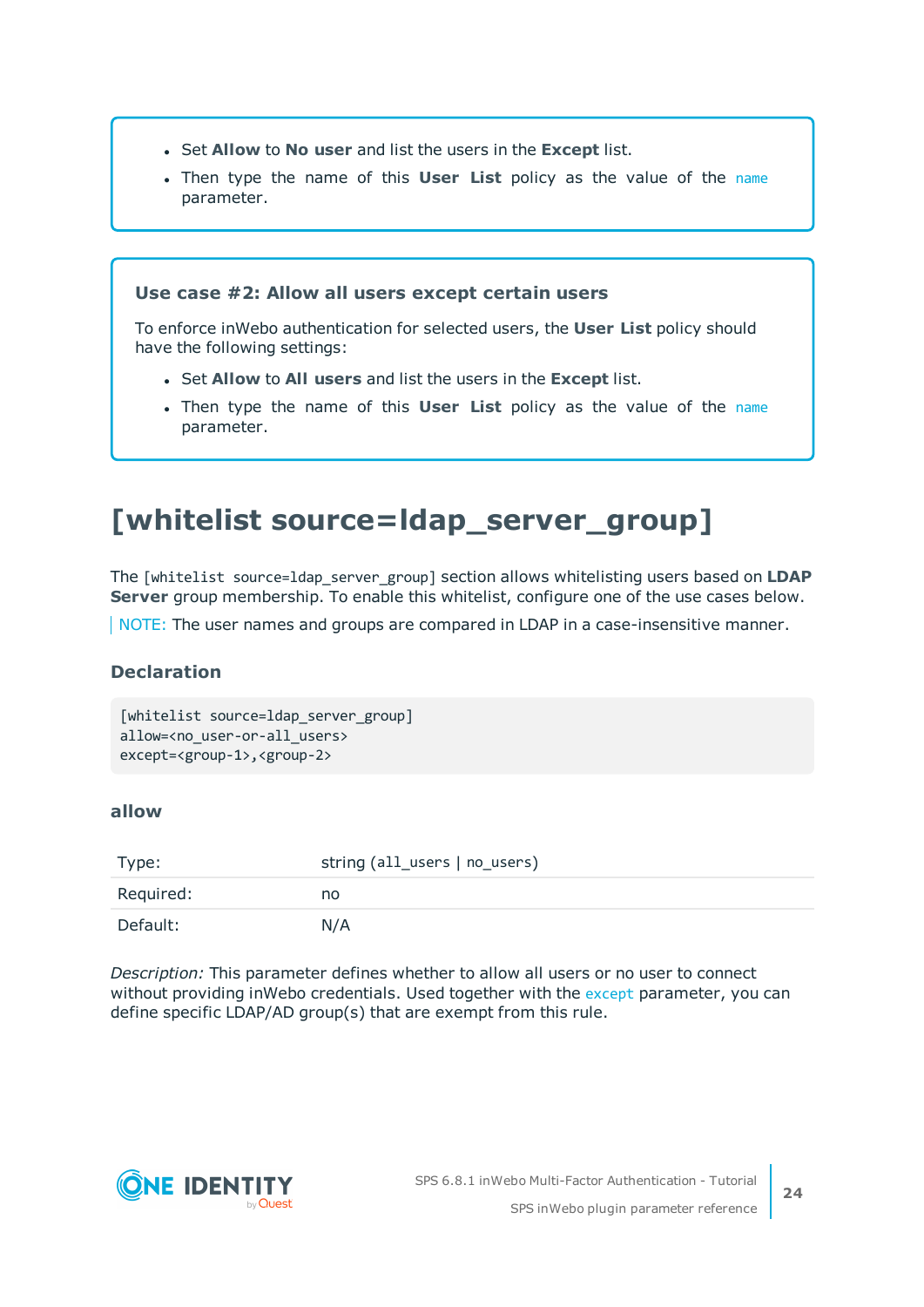- Set **Allow** to **No user** and list the users in the **Except** list.
- Then type the name of this **User List** policy as the value of the `name` parameter.

**Use case #2: Allow all users except certain users**

To enforce inWebo authentication for selected users, the **User List** policy should have the following settings:

- Set **Allow** to **All users** and list the users in the **Except** list.
- Then type the name of this **User List** policy as the value of the `name` parameter.

# [whitelist source=ldap_server_group]

The `[whitelist source=ldap_server_group]` section allows whitelisting users based on **LDAP Server** group membership. To enable this whitelist, configure one of the use cases below.

NOTE: The user names and groups are compared in LDAP in a case-insensitive manner.

### Declaration

```
[whitelist source=ldap_server_group]
allow=<no_user-or-all_users>
except=<group-1>,<group-2>
```

### allow

| | |
|---|---|
| Type: | string (`all_users` \| `no_users`) |
| Required: | no |
| Default: | N/A |

*Description:* This parameter defines whether to allow all users or no user to connect without providing inWebo credentials. Used together with the `except` parameter, you can define specific LDAP/AD group(s) that are exempt from this rule.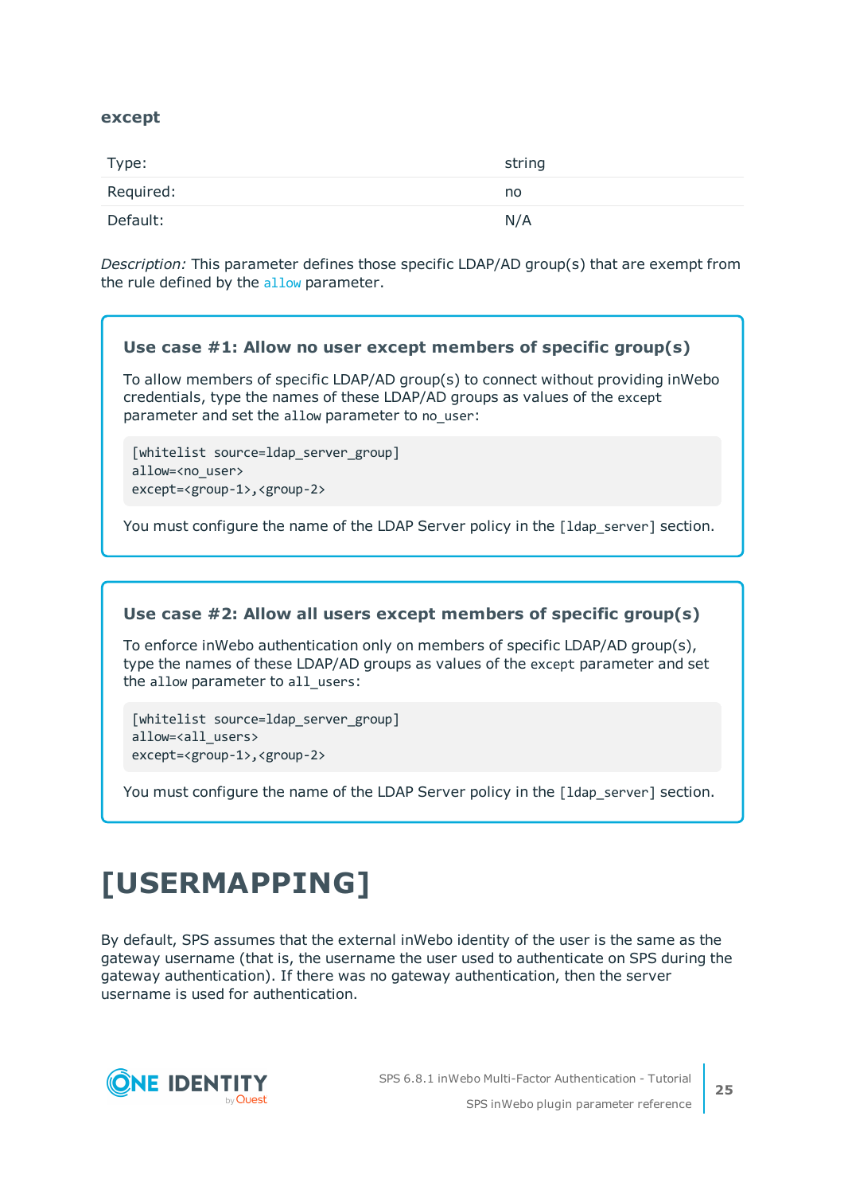### except

| Type: | string |
| --- | --- |
| Required: | no |
| Default: | N/A |

*Description:* This parameter defines those specific LDAP/AD group(s) that are exempt from the rule defined by the `allow` parameter.

> **Use case #1: Allow no user except members of specific group(s)**
>
> To allow members of specific LDAP/AD group(s) to connect without providing inWebo credentials, type the names of these LDAP/AD groups as values of the `except` parameter and set the `allow` parameter to `no_user`:
>
> ```
> [whitelist source=ldap_server_group]
> allow=<no_user>
> except=<group-1>,<group-2>
> ```
>
> You must configure the name of the LDAP Server policy in the `[ldap_server]` section.

> **Use case #2: Allow all users except members of specific group(s)**
>
> To enforce inWebo authentication only on members of specific LDAP/AD group(s), type the names of these LDAP/AD groups as values of the `except` parameter and set the `allow` parameter to `all_users`:
>
> ```
> [whitelist source=ldap_server_group]
> allow=<all_users>
> except=<group-1>,<group-2>
> ```
>
> You must configure the name of the LDAP Server policy in the `[ldap_server]` section.

# [USERMAPPING]

By default, SPS assumes that the external inWebo identity of the user is the same as the gateway username (that is, the username the user used to authenticate on SPS during the gateway authentication). If there was no gateway authentication, then the server username is used for authentication.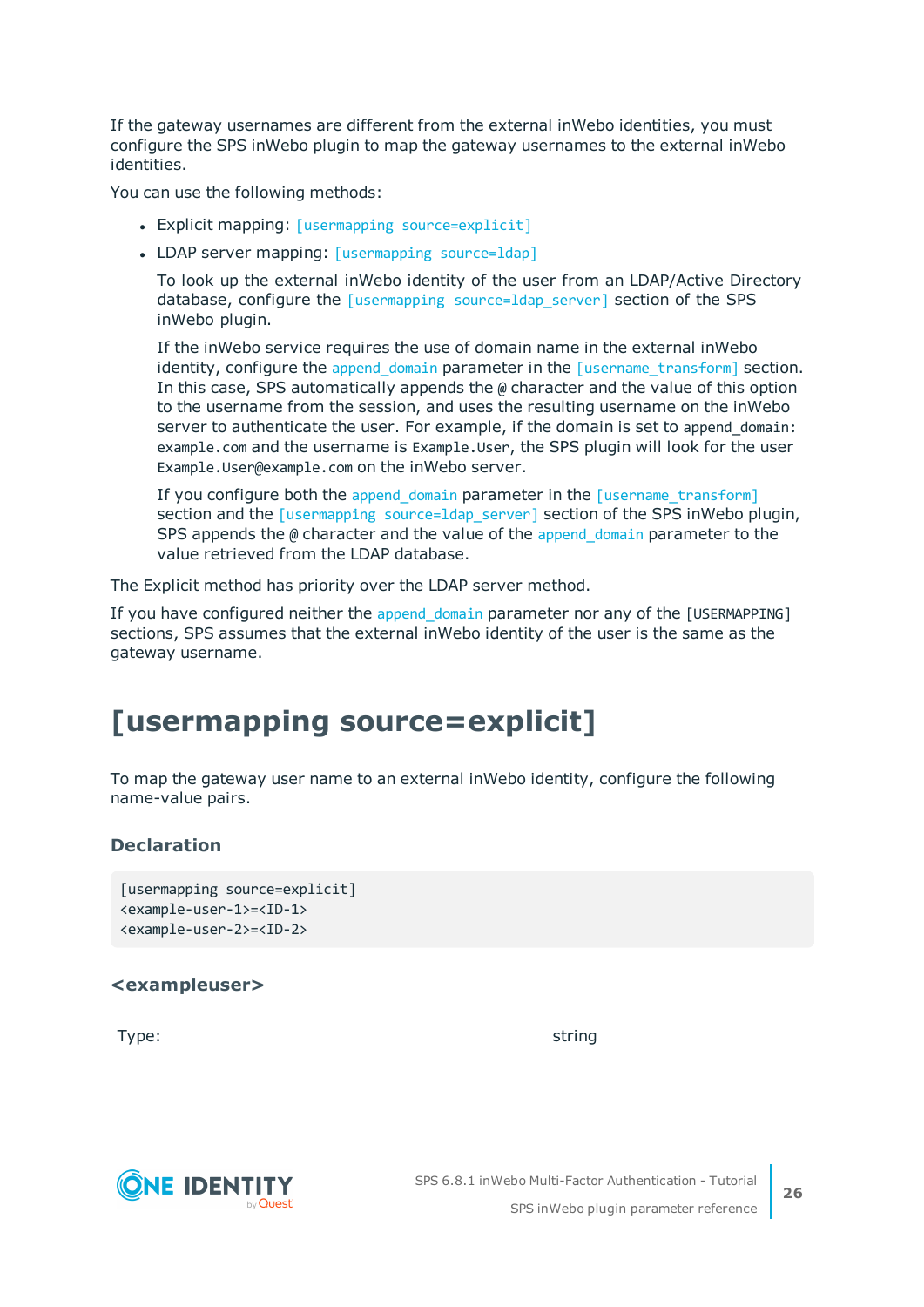If the gateway usernames are different from the external inWebo identities, you must configure the SPS inWebo plugin to map the gateway usernames to the external inWebo identities.

You can use the following methods:

- Explicit mapping: `[usermapping source=explicit]`
- LDAP server mapping: `[usermapping source=ldap]`

  To look up the external inWebo identity of the user from an LDAP/Active Directory database, configure the `[usermapping source=ldap_server]` section of the SPS inWebo plugin.

  If the inWebo service requires the use of domain name in the external inWebo identity, configure the `append_domain` parameter in the `[username_transform]` section. In this case, SPS automatically appends the `@` character and the value of this option to the username from the session, and uses the resulting username on the inWebo server to authenticate the user. For example, if the domain is set to `append_domain: example.com` and the username is `Example.User`, the SPS plugin will look for the user `Example.User@example.com` on the inWebo server.

  If you configure both the `append_domain` parameter in the `[username_transform]` section and the `[usermapping source=ldap_server]` section of the SPS inWebo plugin, SPS appends the `@` character and the value of the `append_domain` parameter to the value retrieved from the LDAP database.

The Explicit method has priority over the LDAP server method.

If you have configured neither the `append_domain` parameter nor any of the `[USERMAPPING]` sections, SPS assumes that the external inWebo identity of the user is the same as the gateway username.

# [usermapping source=explicit]

To map the gateway user name to an external inWebo identity, configure the following name-value pairs.

### Declaration

```
[usermapping source=explicit]
<example-user-1>=<ID-1>
<example-user-2>=<ID-2>
```

### <exampleuser>

| Type: | string |
|---|---|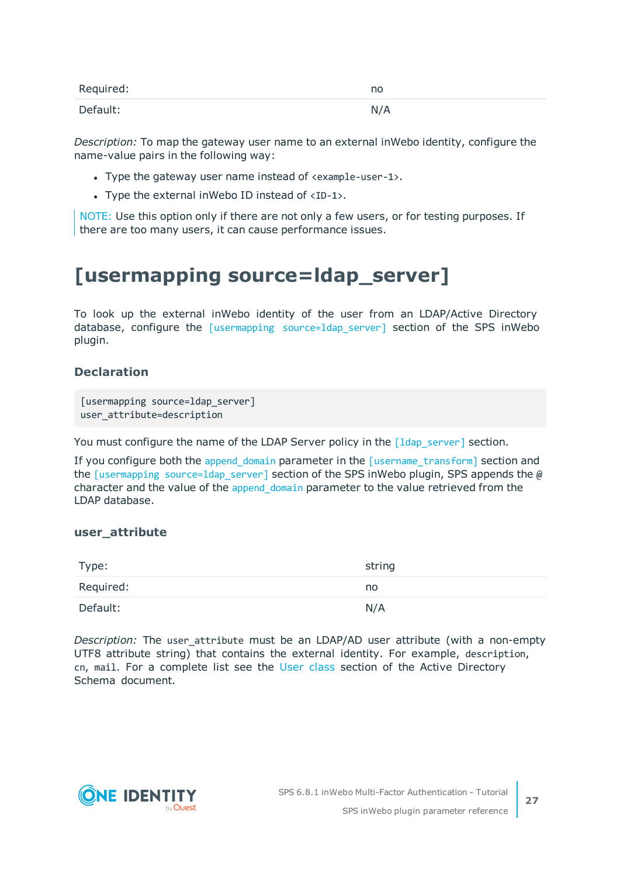| Required: | no |
|---|---|
| Default: | N/A |

*Description:* To map the gateway user name to an external inWebo identity, configure the name-value pairs in the following way:

- Type the gateway user name instead of `<example-user-1>`.
- Type the external inWebo ID instead of `<ID-1>`.

> NOTE: Use this option only if there are not only a few users, or for testing purposes. If there are too many users, it can cause performance issues.

# [usermapping source=ldap_server]

To look up the external inWebo identity of the user from an LDAP/Active Directory database, configure the `[usermapping source=ldap_server]` section of the SPS inWebo plugin.

### Declaration

```
[usermapping source=ldap_server]
user_attribute=description
```

You must configure the name of the LDAP Server policy in the `[ldap_server]` section.

If you configure both the `append_domain` parameter in the `[username_transform]` section and the `[usermapping source=ldap_server]` section of the SPS inWebo plugin, SPS appends the `@` character and the value of the `append_domain` parameter to the value retrieved from the LDAP database.

### user_attribute

| Type: | string |
|---|---|
| Required: | no |
| Default: | N/A |

*Description:* The `user_attribute` must be an LDAP/AD user attribute (with a non-empty UTF8 attribute string) that contains the external identity. For example, `description`, `cn`, `mail`. For a complete list see the User class section of the Active Directory Schema document.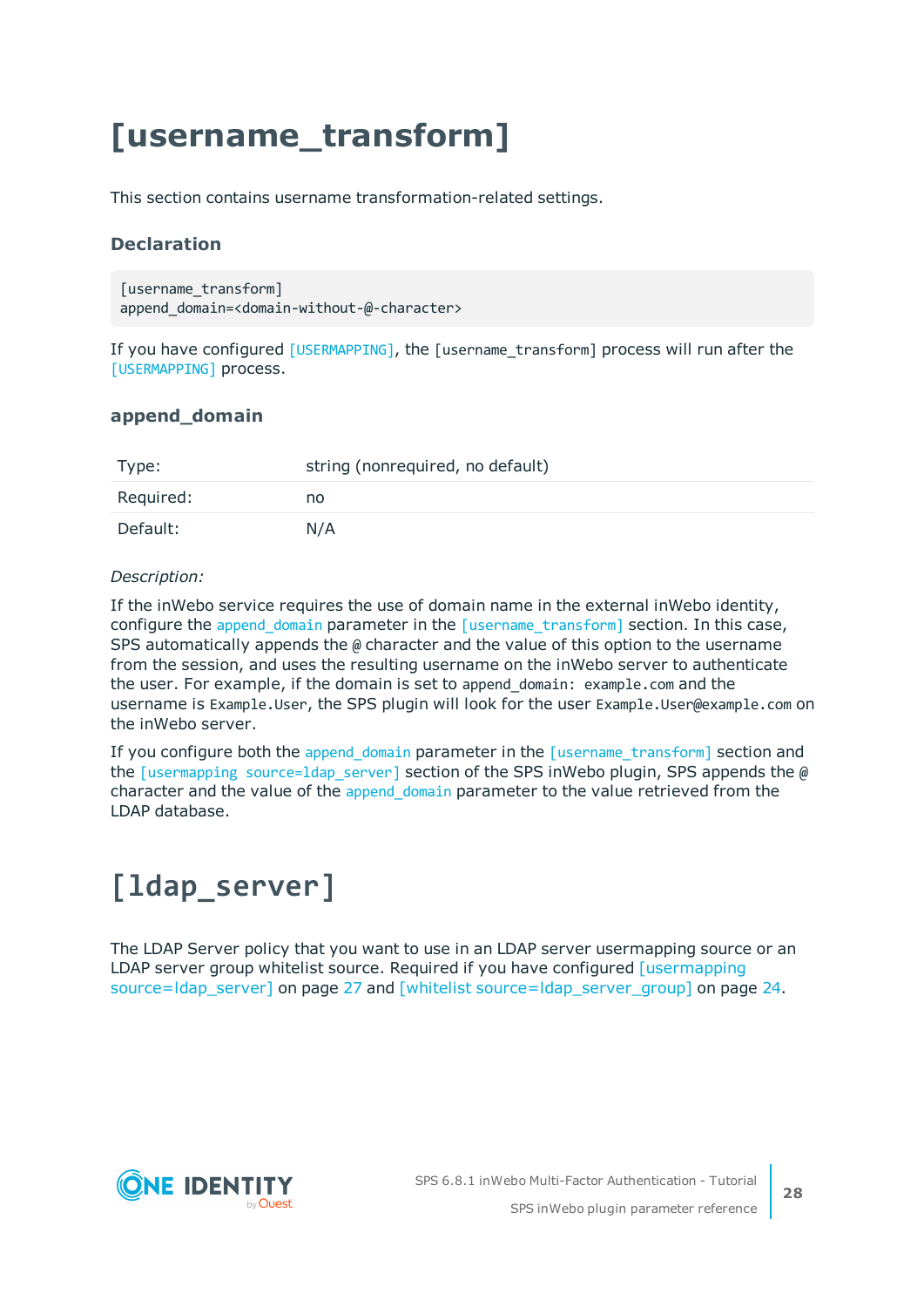# [username_transform]

This section contains username transformation-related settings.

### Declaration

```
[username_transform]
append_domain=<domain-without-@-character>
```

If you have configured [USERMAPPING], the [username_transform] process will run after the [USERMAPPING] process.

### append_domain

| Type: | string (nonrequired, no default) |
|---|---|
| Required: | no |
| Default: | N/A |

*Description:*

If the inWebo service requires the use of domain name in the external inWebo identity, configure the append_domain parameter in the [username_transform] section. In this case, SPS automatically appends the @ character and the value of this option to the username from the session, and uses the resulting username on the inWebo server to authenticate the user. For example, if the domain is set to append_domain: example.com and the username is Example.User, the SPS plugin will look for the user Example.User@example.com on the inWebo server.

If you configure both the append_domain parameter in the [username_transform] section and the [usermapping source=ldap_server] section of the SPS inWebo plugin, SPS appends the @ character and the value of the append_domain parameter to the value retrieved from the LDAP database.

# [ldap_server]

The LDAP Server policy that you want to use in an LDAP server usermapping source or an LDAP server group whitelist source. Required if you have configured [usermapping source=ldap_server] on page 27 and [whitelist source=ldap_server_group] on page 24.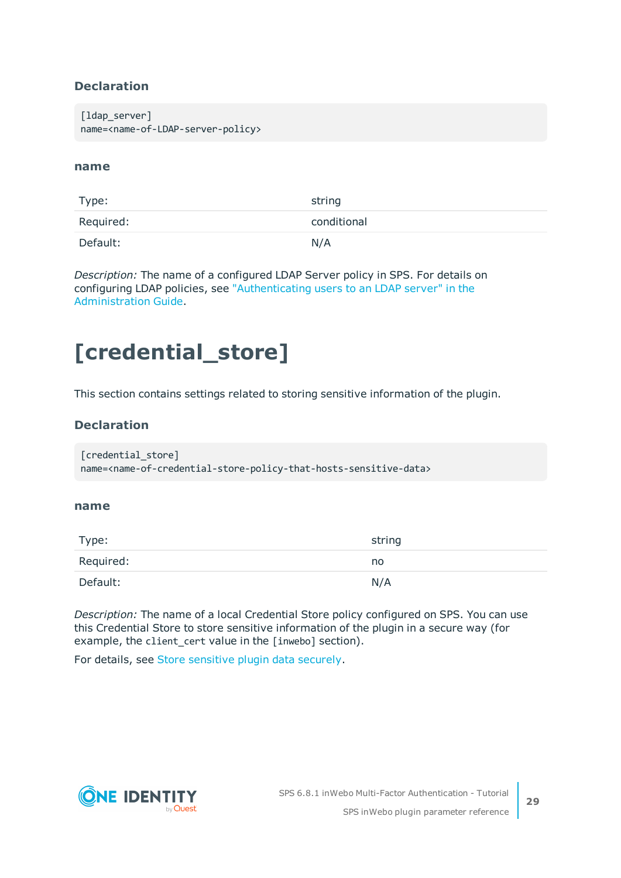### Declaration

```
[ldap_server]
name=<name-of-LDAP-server-policy>
```

#### name

| Type: | string |
|---|---|
| Required: | conditional |
| Default: | N/A |

*Description:* The name of a configured LDAP Server policy in SPS. For details on configuring LDAP policies, see "Authenticating users to an LDAP server" in the Administration Guide.

# [credential_store]

This section contains settings related to storing sensitive information of the plugin.

### Declaration

```
[credential_store]
name=<name-of-credential-store-policy-that-hosts-sensitive-data>
```

#### name

| Type: | string |
|---|---|
| Required: | no |
| Default: | N/A |

*Description:* The name of a local Credential Store policy configured on SPS. You can use this Credential Store to store sensitive information of the plugin in a secure way (for example, the `client_cert` value in the `[inwebo]` section).

For details, see Store sensitive plugin data securely.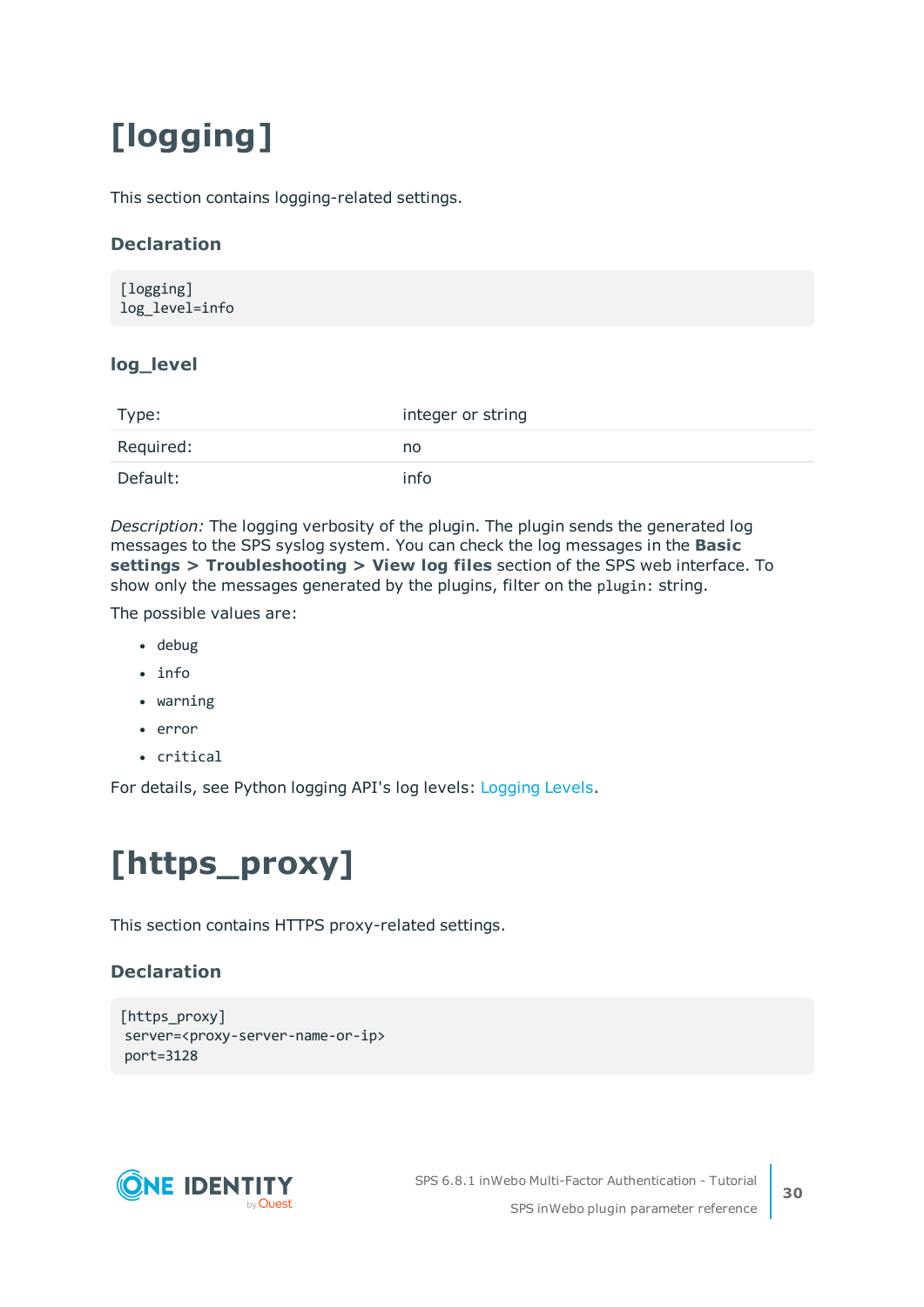# [logging]

This section contains logging-related settings.

### Declaration

```
[logging]
log_level=info
```

### log_level

| | |
|---|---|
| Type: | integer or string |
| Required: | no |
| Default: | info |

*Description:* The logging verbosity of the plugin. The plugin sends the generated log messages to the SPS syslog system. You can check the log messages in the **Basic settings > Troubleshooting > View log files** section of the SPS web interface. To show only the messages generated by the plugins, filter on the `plugin:` string.

The possible values are:

- `debug`
- `info`
- `warning`
- `error`
- `critical`

For details, see Python logging API's log levels: Logging Levels.

# [https_proxy]

This section contains HTTPS proxy-related settings.

### Declaration

```
[https_proxy]
 server=<proxy-server-name-or-ip>
 port=3128
```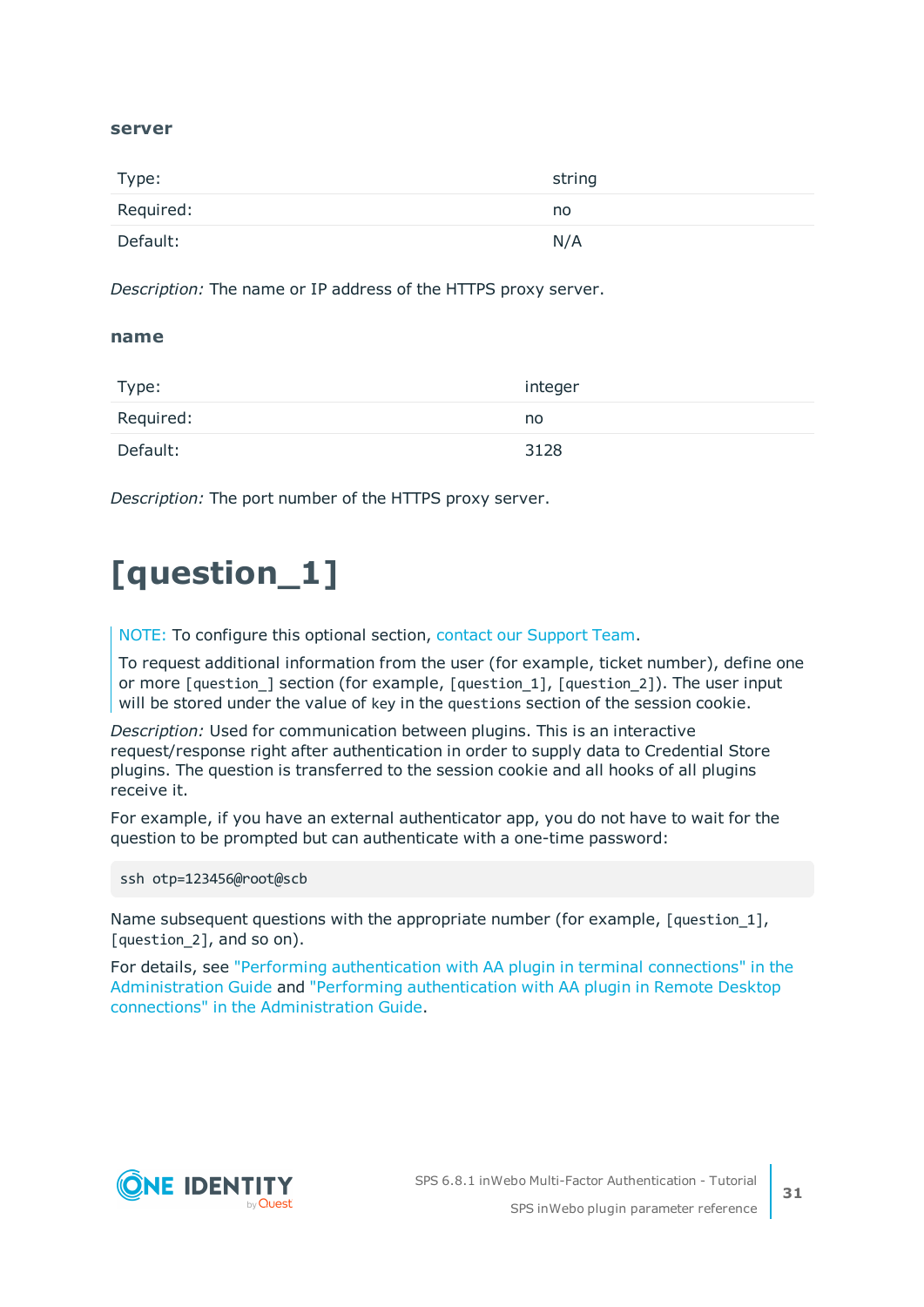### server

| Type: | string |
|---|---|
| Required: | no |
| Default: | N/A |

*Description:* The name or IP address of the HTTPS proxy server.

### name

| Type: | integer |
|---|---|
| Required: | no |
| Default: | 3128 |

*Description:* The port number of the HTTPS proxy server.

# [question_1]

> NOTE: To configure this optional section, contact our Support Team.
>
> To request additional information from the user (for example, ticket number), define one or more `[question_]` section (for example, `[question_1]`, `[question_2]`). The user input will be stored under the value of `key` in the `questions` section of the session cookie.

*Description:* Used for communication between plugins. This is an interactive request/response right after authentication in order to supply data to Credential Store plugins. The question is transferred to the session cookie and all hooks of all plugins receive it.

For example, if you have an external authenticator app, you do not have to wait for the question to be prompted but can authenticate with a one-time password:

```
ssh otp=123456@root@scb
```

Name subsequent questions with the appropriate number (for example, `[question_1]`, `[question_2]`, and so on).

For details, see "Performing authentication with AA plugin in terminal connections" in the Administration Guide and "Performing authentication with AA plugin in Remote Desktop connections" in the Administration Guide.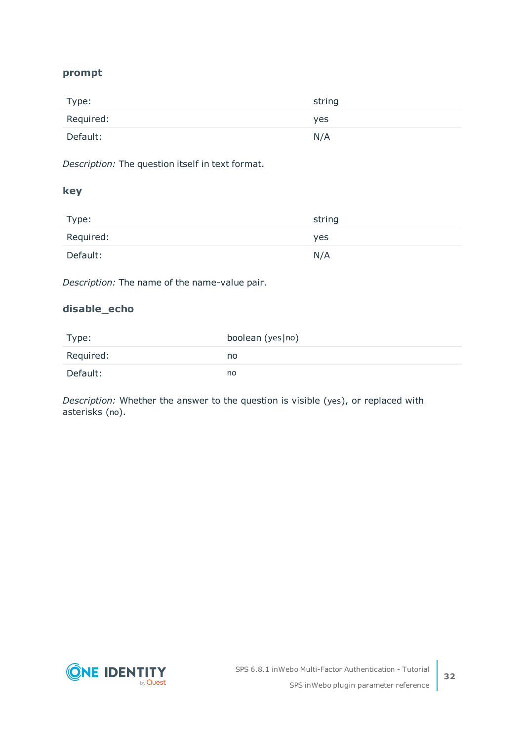### prompt

| | |
|---|---|
| Type: | string |
| Required: | yes |
| Default: | N/A |

*Description:* The question itself in text format.

### key

| | |
|---|---|
| Type: | string |
| Required: | yes |
| Default: | N/A |

*Description:* The name of the name-value pair.

### disable_echo

| | |
|---|---|
| Type: | boolean (yes\|no) |
| Required: | no |
| Default: | no |

*Description:* Whether the answer to the question is visible (yes), or replaced with asterisks (no).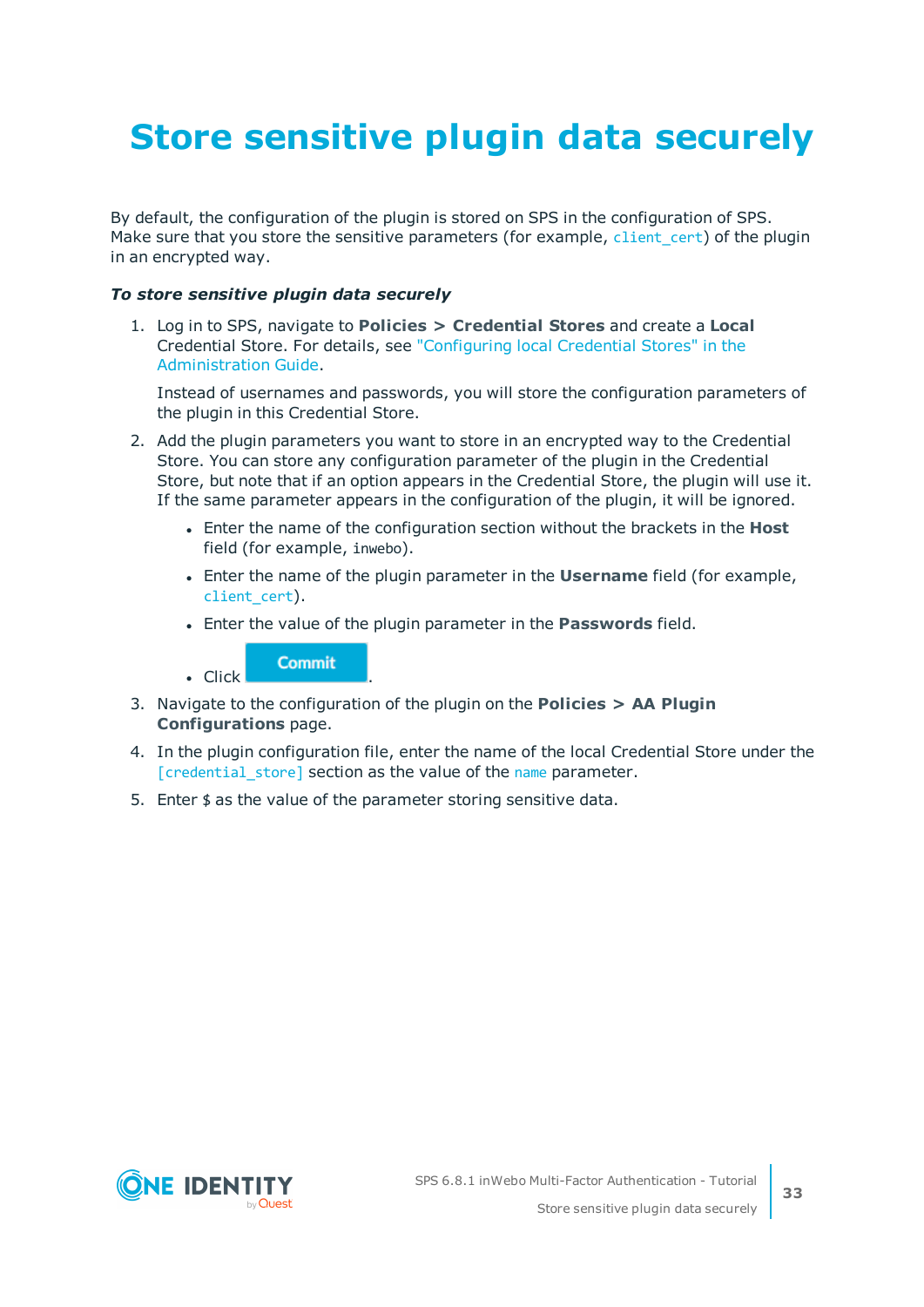# Store sensitive plugin data securely

By default, the configuration of the plugin is stored on SPS in the configuration of SPS. Make sure that you store the sensitive parameters (for example, `client_cert`) of the plugin in an encrypted way.

***To store sensitive plugin data securely***

1. Log in to SPS, navigate to **Policies > Credential Stores** and create a **Local** Credential Store. For details, see "Configuring local Credential Stores" in the Administration Guide.

   Instead of usernames and passwords, you will store the configuration parameters of the plugin in this Credential Store.

2. Add the plugin parameters you want to store in an encrypted way to the Credential Store. You can store any configuration parameter of the plugin in the Credential Store, but note that if an option appears in the Credential Store, the plugin will use it. If the same parameter appears in the configuration of the plugin, it will be ignored.

   - Enter the name of the configuration section without the brackets in the **Host** field (for example, `inwebo`).
   - Enter the name of the plugin parameter in the **Username** field (for example, `client_cert`).
   - Enter the value of the plugin parameter in the **Passwords** field.
   - Click **Commit**.

3. Navigate to the configuration of the plugin on the **Policies > AA Plugin Configurations** page.

4. In the plugin configuration file, enter the name of the local Credential Store under the `[credential_store]` section as the value of the `name` parameter.

5. Enter `$` as the value of the parameter storing sensitive data.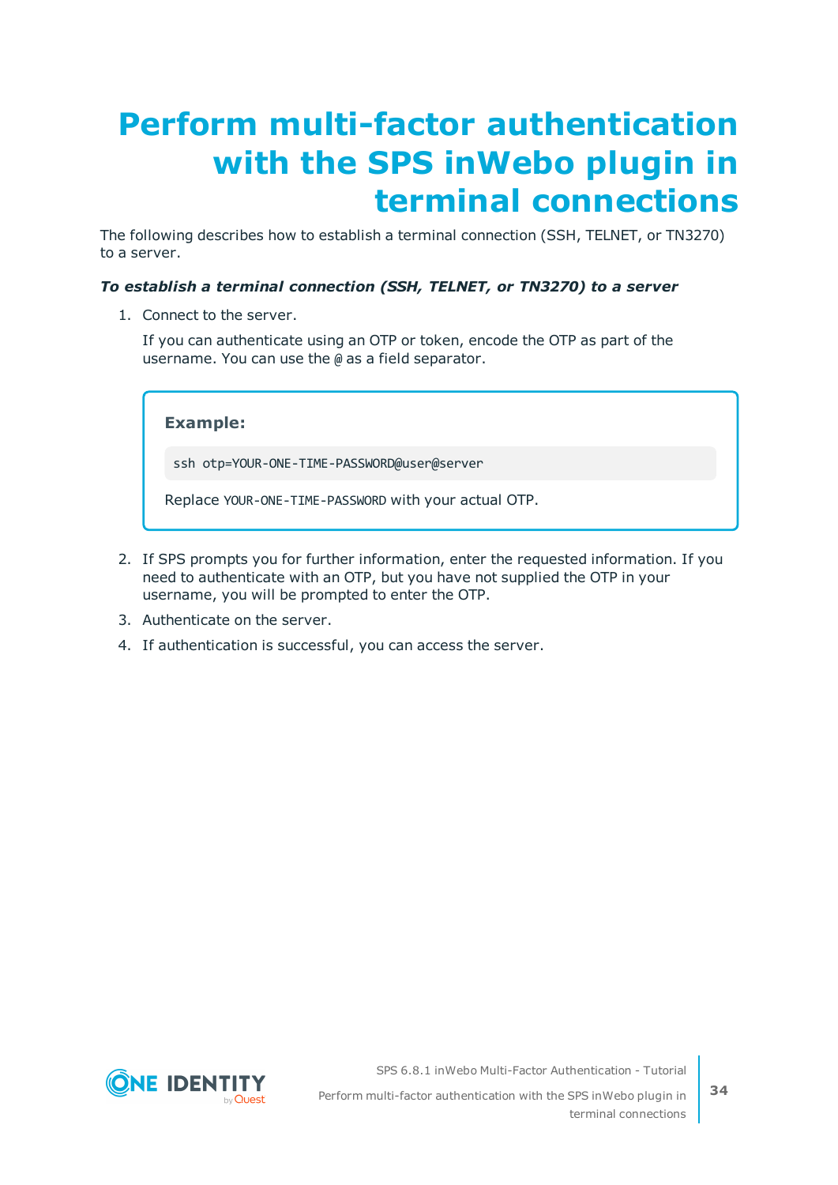# Perform multi-factor authentication with the SPS inWebo plugin in terminal connections

The following describes how to establish a terminal connection (SSH, TELNET, or TN3270) to a server.

***To establish a terminal connection (SSH, TELNET, or TN3270) to a server***

1. Connect to the server.

   If you can authenticate using an OTP or token, encode the OTP as part of the username. You can use the `@` as a field separator.

   > **Example:**
   >
   > ```
   > ssh otp=YOUR-ONE-TIME-PASSWORD@user@server
   > ```
   >
   > Replace `YOUR-ONE-TIME-PASSWORD` with your actual OTP.

2. If SPS prompts you for further information, enter the requested information. If you need to authenticate with an OTP, but you have not supplied the OTP in your username, you will be prompted to enter the OTP.
3. Authenticate on the server.
4. If authentication is successful, you can access the server.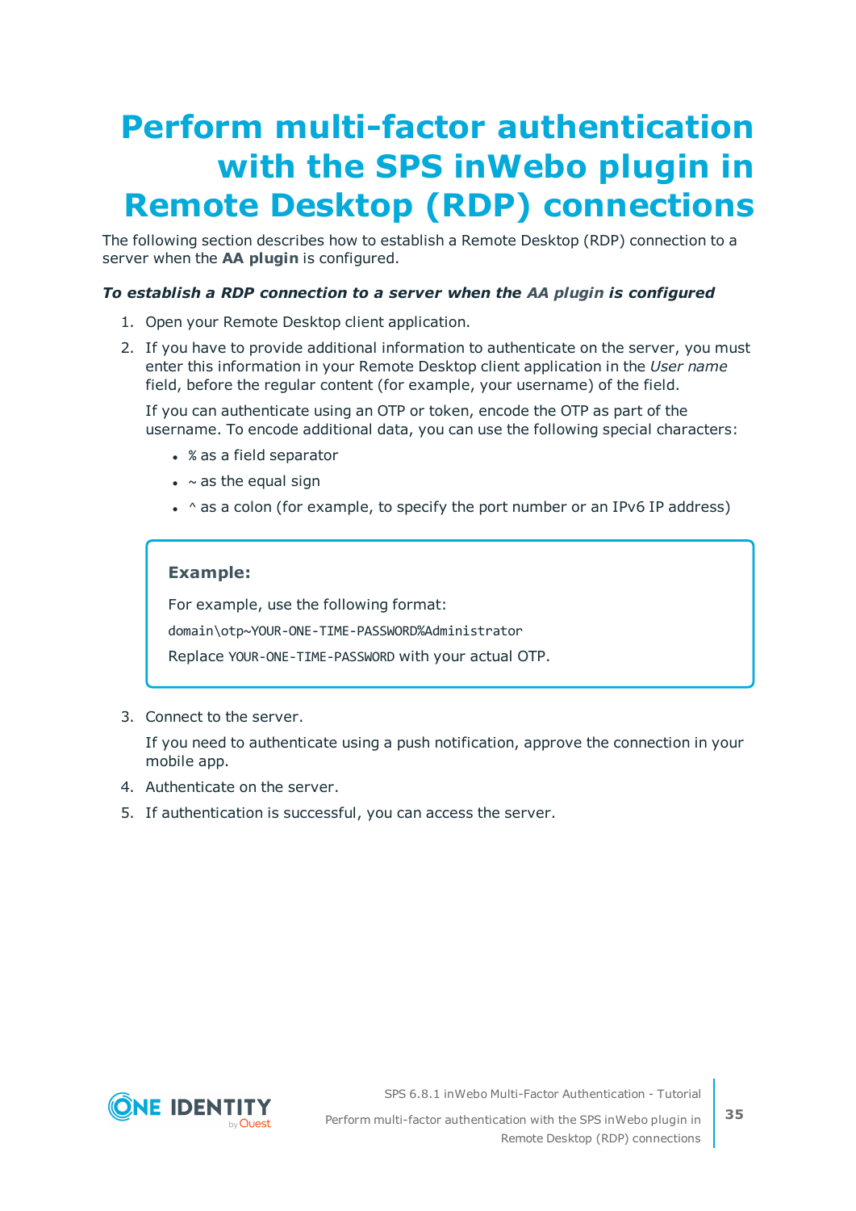# Perform multi-factor authentication with the SPS inWebo plugin in Remote Desktop (RDP) connections

The following section describes how to establish a Remote Desktop (RDP) connection to a server when the **AA plugin** is configured.

***To establish a RDP connection to a server when the AA plugin is configured***

1. Open your Remote Desktop client application.
2. If you have to provide additional information to authenticate on the server, you must enter this information in your Remote Desktop client application in the *User name* field, before the regular content (for example, your username) of the field.

   If you can authenticate using an OTP or token, encode the OTP as part of the username. To encode additional data, you can use the following special characters:

   - `%` as a field separator
   - `~` as the equal sign
   - `^` as a colon (for example, to specify the port number or an IPv6 IP address)

   > **Example:**
   >
   > For example, use the following format:
   >
   > `domain\otp~YOUR-ONE-TIME-PASSWORD%Administrator`
   >
   > Replace `YOUR-ONE-TIME-PASSWORD` with your actual OTP.

3. Connect to the server.

   If you need to authenticate using a push notification, approve the connection in your mobile app.
4. Authenticate on the server.
5. If authentication is successful, you can access the server.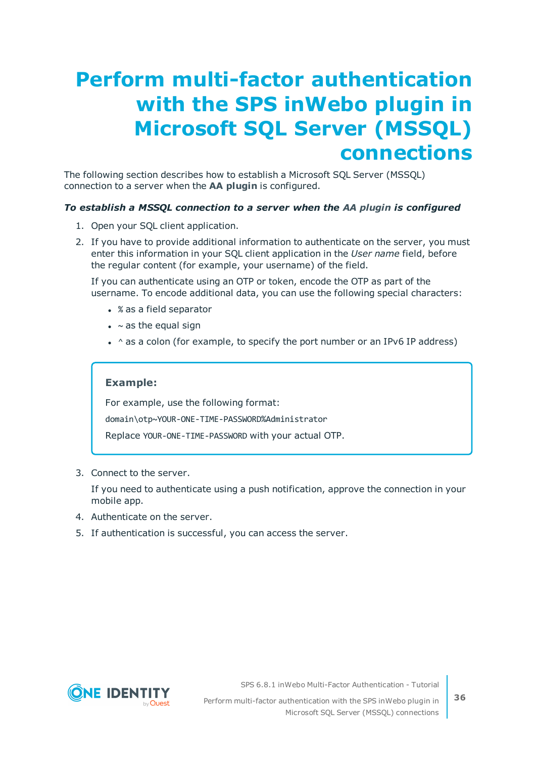# Perform multi-factor authentication with the SPS inWebo plugin in Microsoft SQL Server (MSSQL) connections

The following section describes how to establish a Microsoft SQL Server (MSSQL) connection to a server when the **AA plugin** is configured.

***To establish a MSSQL connection to a server when the AA plugin is configured***

1. Open your SQL client application.
2. If you have to provide additional information to authenticate on the server, you must enter this information in your SQL client application in the *User name* field, before the regular content (for example, your username) of the field.

   If you can authenticate using an OTP or token, encode the OTP as part of the username. To encode additional data, you can use the following special characters:

   - `%` as a field separator
   - `~` as the equal sign
   - `^` as a colon (for example, to specify the port number or an IPv6 IP address)

   > **Example:**
   >
   > For example, use the following format:
   >
   > `domain\otp~YOUR-ONE-TIME-PASSWORD%Administrator`
   >
   > Replace `YOUR-ONE-TIME-PASSWORD` with your actual OTP.

3. Connect to the server.

   If you need to authenticate using a push notification, approve the connection in your mobile app.

4. Authenticate on the server.
5. If authentication is successful, you can access the server.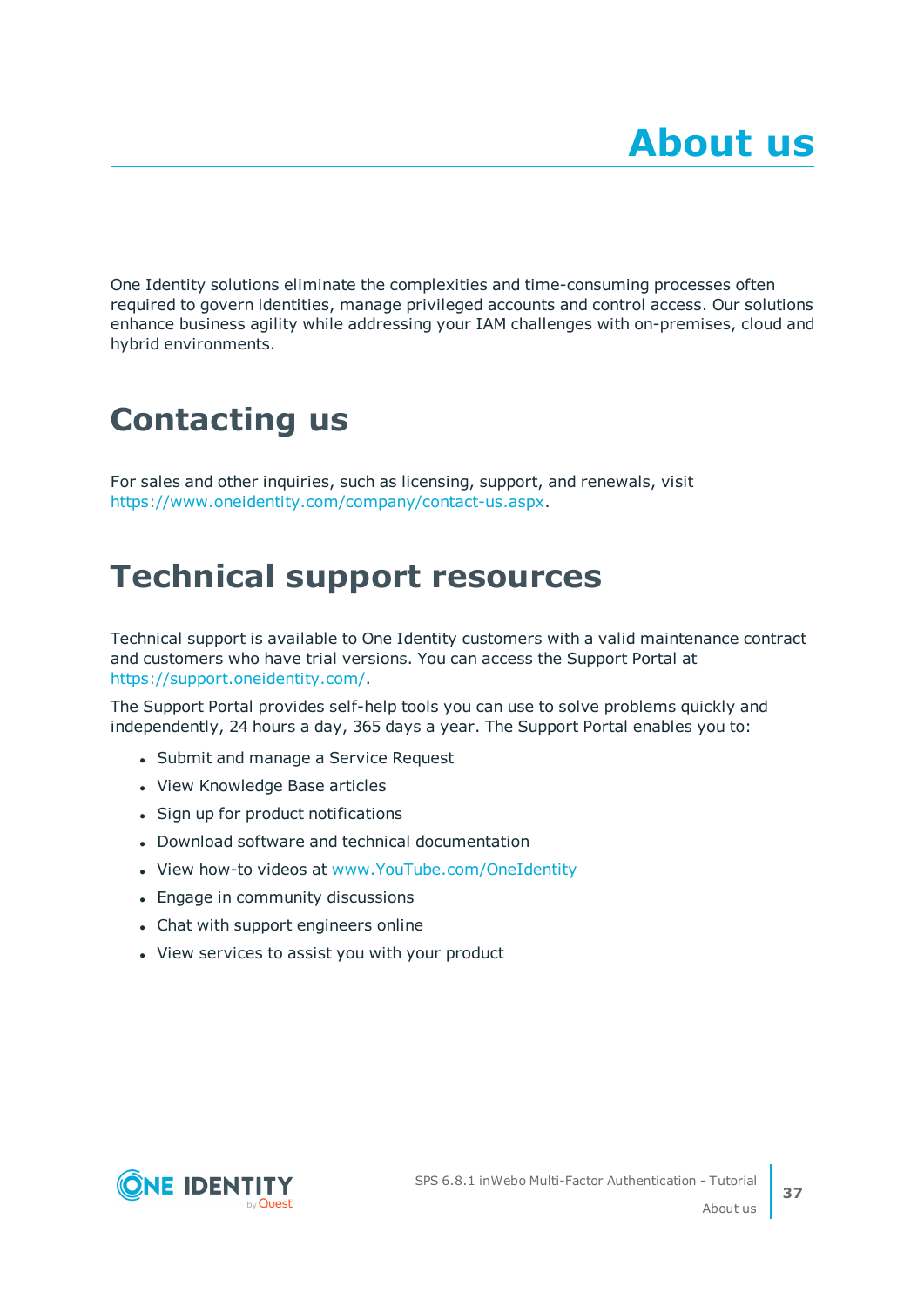# About us

One Identity solutions eliminate the complexities and time-consuming processes often required to govern identities, manage privileged accounts and control access. Our solutions enhance business agility while addressing your IAM challenges with on-premises, cloud and hybrid environments.

## Contacting us

For sales and other inquiries, such as licensing, support, and renewals, visit https://www.oneidentity.com/company/contact-us.aspx.

## Technical support resources

Technical support is available to One Identity customers with a valid maintenance contract and customers who have trial versions. You can access the Support Portal at https://support.oneidentity.com/.

The Support Portal provides self-help tools you can use to solve problems quickly and independently, 24 hours a day, 365 days a year. The Support Portal enables you to:

- Submit and manage a Service Request
- View Knowledge Base articles
- Sign up for product notifications
- Download software and technical documentation
- View how-to videos at www.YouTube.com/OneIdentity
- Engage in community discussions
- Chat with support engineers online
- View services to assist you with your product